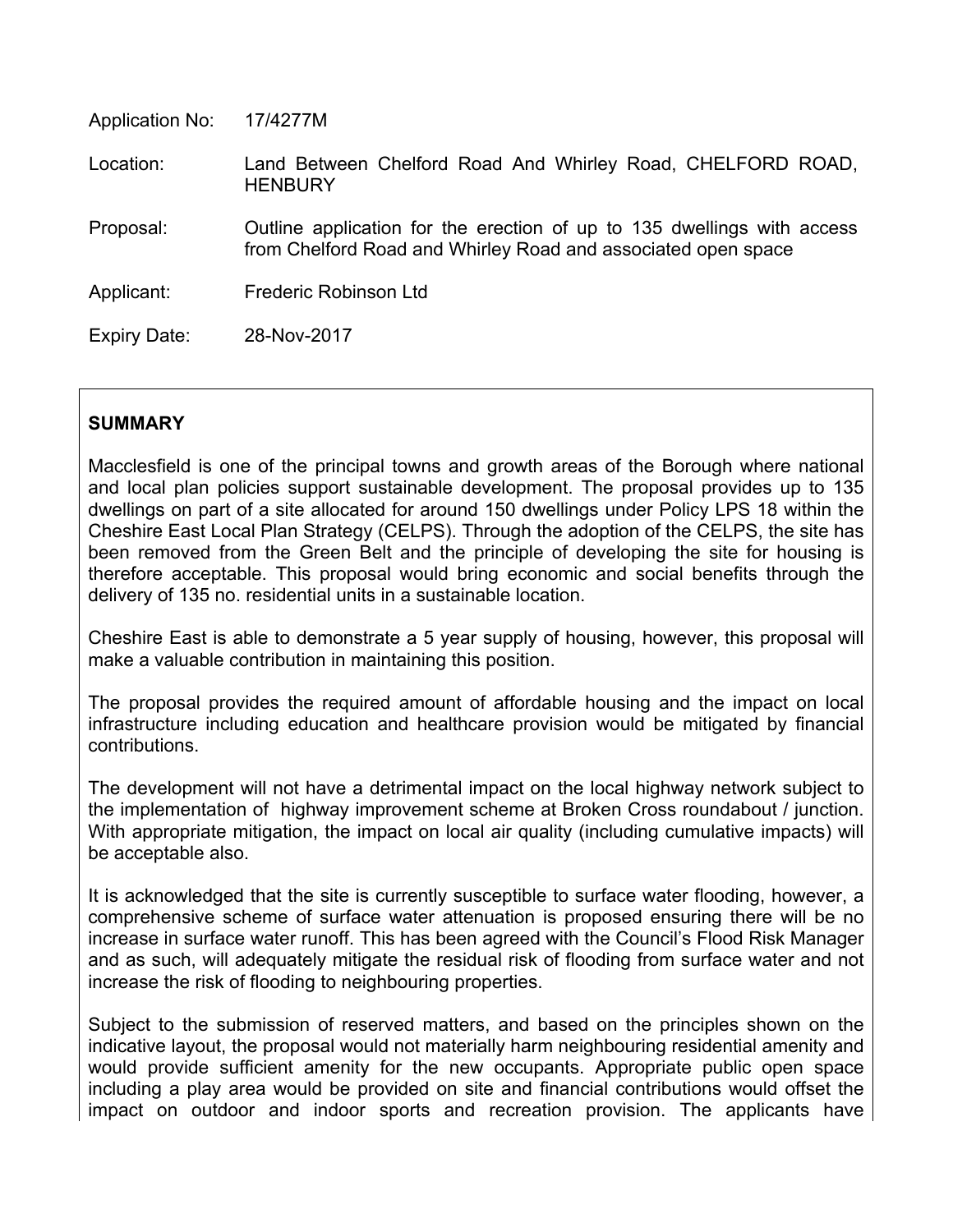Application No: 17/4277M

Location: Land Between Chelford Road And Whirley Road, CHELFORD ROAD, HENBURY

Proposal: Outline application for the erection of up to 135 dwellings with access from Chelford Road and Whirley Road and associated open space

Applicant: Frederic Robinson Ltd

Expiry Date: 28-Nov-2017

## SUMMARY

Macclesfield is one of the principal towns and growth areas of the Borough where national and local plan policies support sustainable development. The proposal provides up to 135 dwellings on part of a site allocated for around 150 dwellings under Policy LPS 18 within the Cheshire East Local Plan Strategy (CELPS). Through the adoption of the CELPS, the site has been removed from the Green Belt and the principle of developing the site for housing is therefore acceptable. This proposal would bring economic and social benefits through the delivery of 135 no. residential units in a sustainable location.

Cheshire East is able to demonstrate a 5 year supply of housing, however, this proposal will make a valuable contribution in maintaining this position.

The proposal provides the required amount of affordable housing and the impact on local infrastructure including education and healthcare provision would be mitigated by financial contributions.

The development will not have a detrimental impact on the local highway network subject to the implementation of highway improvement scheme at Broken Cross roundabout / junction. With appropriate mitigation, the impact on local air quality (including cumulative impacts) will be acceptable also.

It is acknowledged that the site is currently susceptible to surface water flooding, however, a comprehensive scheme of surface water attenuation is proposed ensuring there will be no increase in surface water runoff. This has been agreed with the Council's Flood Risk Manager and as such, will adequately mitigate the residual risk of flooding from surface water and not increase the risk of flooding to neighbouring properties.

Subject to the submission of reserved matters, and based on the principles shown on the indicative layout, the proposal would not materially harm neighbouring residential amenity and would provide sufficient amenity for the new occupants. Appropriate public open space including a play area would be provided on site and financial contributions would offset the impact on outdoor and indoor sports and recreation provision. The applicants have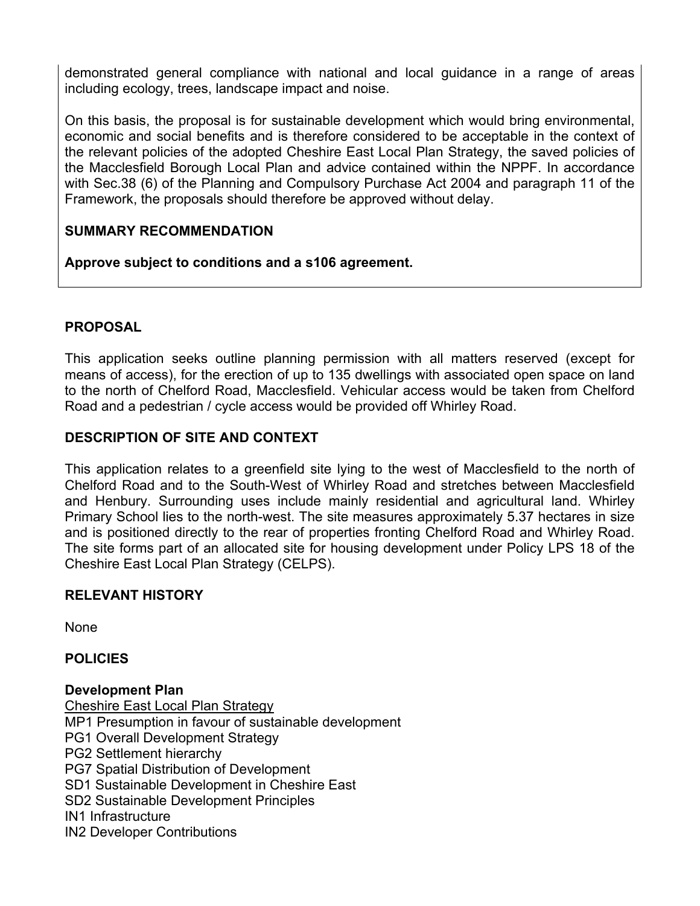demonstrated general compliance with national and local guidance in a range of areas including ecology, trees, landscape impact and noise.

On this basis, the proposal is for sustainable development which would bring environmental, economic and social benefits and is therefore considered to be acceptable in the context of the relevant policies of the adopted Cheshire East Local Plan Strategy, the saved policies of the Macclesfield Borough Local Plan and advice contained within the NPPF. In accordance with Sec.38 (6) of the Planning and Compulsory Purchase Act 2004 and paragraph 11 of the Framework, the proposals should therefore be approved without delay.

**SUMMARY RECOMMENDATION**

**Approve subject to conditions and a s106 agreement.**

## PROPOSAL

This application seeks outline planning permission with all matters reserved (except for means of access), for the erection of up to 135 dwellings with associated open space on land to the north of Chelford Road, Macclesfield. Vehicular access would be taken from Chelford Road and a pedestrian / cycle access would be provided off Whirley Road.

## DESCRIPTION OF SITE AND CONTEXT

This application relates to a greenfield site lying to the west of Macclesfield to the north of Chelford Road and to the South-West of Whirley Road and stretches between Macclesfield and Henbury. Surrounding uses include mainly residential and agricultural land. Whirley Primary School lies to the north-west. The site measures approximately 5.37 hectares in size and is positioned directly to the rear of properties fronting Chelford Road and Whirley Road. The site forms part of an allocated site for housing development under Policy LPS 18 of the Cheshire East Local Plan Strategy (CELPS).

## RELEVANT HISTORY

None

## POLICIES

**Development Plan**

Cheshire East Local Plan Strategy

MP1 Presumption in favour of sustainable development
PG1 Overall Development Strategy
PG2 Settlement hierarchy
PG7 Spatial Distribution of Development
SD1 Sustainable Development in Cheshire East
SD2 Sustainable Development Principles
IN1 Infrastructure
IN2 Developer Contributions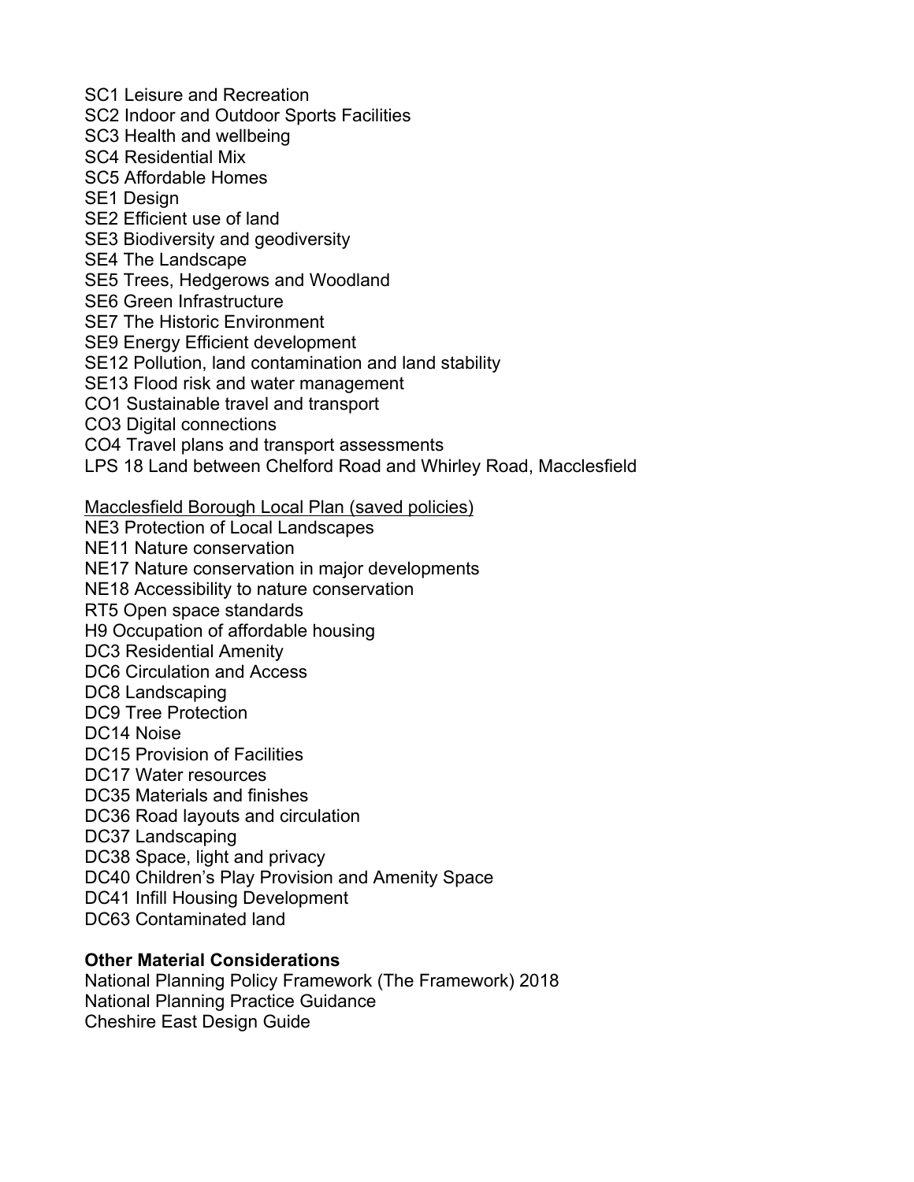SC1 Leisure and Recreation
SC2 Indoor and Outdoor Sports Facilities
SC3 Health and wellbeing
SC4 Residential Mix
SC5 Affordable Homes
SE1 Design
SE2 Efficient use of land
SE3 Biodiversity and geodiversity
SE4 The Landscape
SE5 Trees, Hedgerows and Woodland
SE6 Green Infrastructure
SE7 The Historic Environment
SE9 Energy Efficient development
SE12 Pollution, land contamination and land stability
SE13 Flood risk and water management
CO1 Sustainable travel and transport
CO3 Digital connections
CO4 Travel plans and transport assessments
LPS 18 Land between Chelford Road and Whirley Road, Macclesfield

<u>Macclesfield Borough Local Plan (saved policies)</u>
NE3 Protection of Local Landscapes
NE11 Nature conservation
NE17 Nature conservation in major developments
NE18 Accessibility to nature conservation
RT5 Open space standards
H9 Occupation of affordable housing
DC3 Residential Amenity
DC6 Circulation and Access
DC8 Landscaping
DC9 Tree Protection
DC14 Noise
DC15 Provision of Facilities
DC17 Water resources
DC35 Materials and finishes
DC36 Road layouts and circulation
DC37 Landscaping
DC38 Space, light and privacy
DC40 Children's Play Provision and Amenity Space
DC41 Infill Housing Development
DC63 Contaminated land

**Other Material Considerations**
National Planning Policy Framework (The Framework) 2018
National Planning Practice Guidance
Cheshire East Design Guide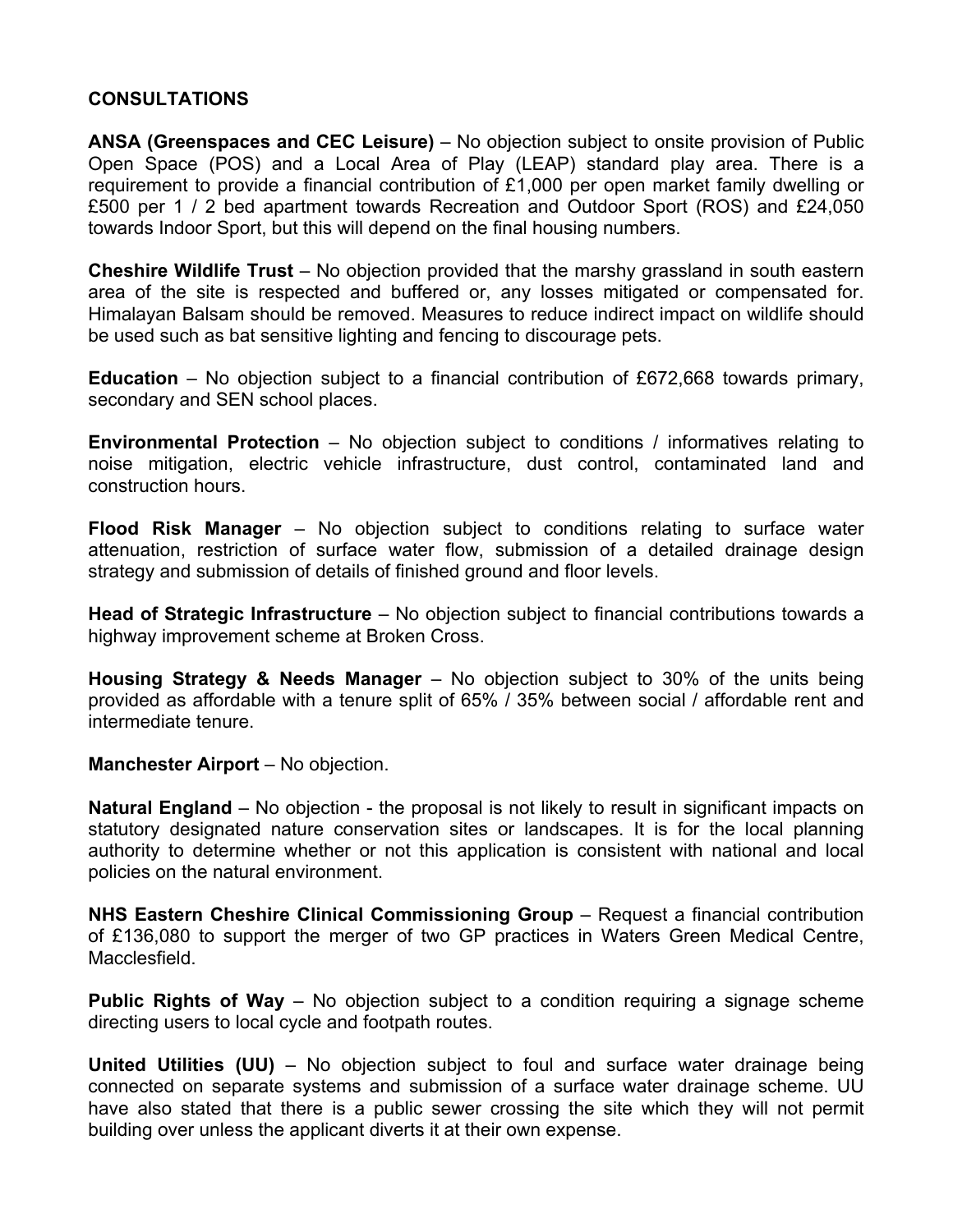**CONSULTATIONS**

**ANSA (Greenspaces and CEC Leisure)** – No objection subject to onsite provision of Public Open Space (POS) and a Local Area of Play (LEAP) standard play area. There is a requirement to provide a financial contribution of £1,000 per open market family dwelling or £500 per 1 / 2 bed apartment towards Recreation and Outdoor Sport (ROS) and £24,050 towards Indoor Sport, but this will depend on the final housing numbers.

**Cheshire Wildlife Trust** – No objection provided that the marshy grassland in south eastern area of the site is respected and buffered or, any losses mitigated or compensated for. Himalayan Balsam should be removed. Measures to reduce indirect impact on wildlife should be used such as bat sensitive lighting and fencing to discourage pets.

**Education** – No objection subject to a financial contribution of £672,668 towards primary, secondary and SEN school places.

**Environmental Protection** – No objection subject to conditions / informatives relating to noise mitigation, electric vehicle infrastructure, dust control, contaminated land and construction hours.

**Flood Risk Manager** – No objection subject to conditions relating to surface water attenuation, restriction of surface water flow, submission of a detailed drainage design strategy and submission of details of finished ground and floor levels.

**Head of Strategic Infrastructure** – No objection subject to financial contributions towards a highway improvement scheme at Broken Cross.

**Housing Strategy & Needs Manager** – No objection subject to 30% of the units being provided as affordable with a tenure split of 65% / 35% between social / affordable rent and intermediate tenure.

**Manchester Airport** – No objection.

**Natural England** – No objection - the proposal is not likely to result in significant impacts on statutory designated nature conservation sites or landscapes. It is for the local planning authority to determine whether or not this application is consistent with national and local policies on the natural environment.

**NHS Eastern Cheshire Clinical Commissioning Group** – Request a financial contribution of £136,080 to support the merger of two GP practices in Waters Green Medical Centre, Macclesfield.

**Public Rights of Way** – No objection subject to a condition requiring a signage scheme directing users to local cycle and footpath routes.

**United Utilities (UU)** – No objection subject to foul and surface water drainage being connected on separate systems and submission of a surface water drainage scheme. UU have also stated that there is a public sewer crossing the site which they will not permit building over unless the applicant diverts it at their own expense.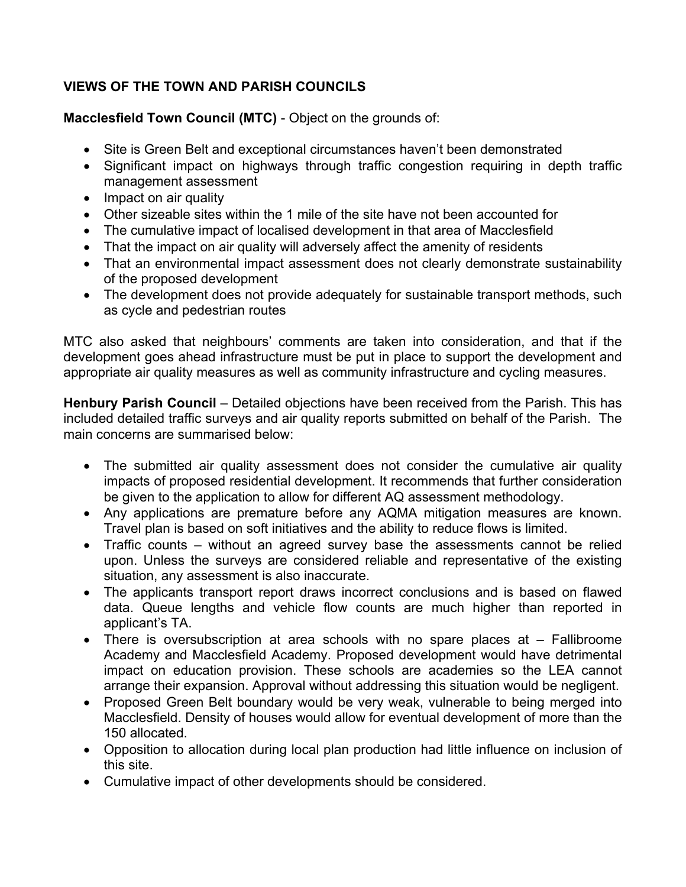**VIEWS OF THE TOWN AND PARISH COUNCILS**

**Macclesfield Town Council (MTC)** - Object on the grounds of:

- Site is Green Belt and exceptional circumstances haven't been demonstrated
- Significant impact on highways through traffic congestion requiring in depth traffic management assessment
- Impact on air quality
- Other sizeable sites within the 1 mile of the site have not been accounted for
- The cumulative impact of localised development in that area of Macclesfield
- That the impact on air quality will adversely affect the amenity of residents
- That an environmental impact assessment does not clearly demonstrate sustainability of the proposed development
- The development does not provide adequately for sustainable transport methods, such as cycle and pedestrian routes

MTC also asked that neighbours' comments are taken into consideration, and that if the development goes ahead infrastructure must be put in place to support the development and appropriate air quality measures as well as community infrastructure and cycling measures.

**Henbury Parish Council** – Detailed objections have been received from the Parish. This has included detailed traffic surveys and air quality reports submitted on behalf of the Parish. The main concerns are summarised below:

- The submitted air quality assessment does not consider the cumulative air quality impacts of proposed residential development. It recommends that further consideration be given to the application to allow for different AQ assessment methodology.
- Any applications are premature before any AQMA mitigation measures are known. Travel plan is based on soft initiatives and the ability to reduce flows is limited.
- Traffic counts – without an agreed survey base the assessments cannot be relied upon. Unless the surveys are considered reliable and representative of the existing situation, any assessment is also inaccurate.
- The applicants transport report draws incorrect conclusions and is based on flawed data. Queue lengths and vehicle flow counts are much higher than reported in applicant's TA.
- There is oversubscription at area schools with no spare places at – Fallibroome Academy and Macclesfield Academy. Proposed development would have detrimental impact on education provision. These schools are academies so the LEA cannot arrange their expansion. Approval without addressing this situation would be negligent.
- Proposed Green Belt boundary would be very weak, vulnerable to being merged into Macclesfield. Density of houses would allow for eventual development of more than the 150 allocated.
- Opposition to allocation during local plan production had little influence on inclusion of this site.
- Cumulative impact of other developments should be considered.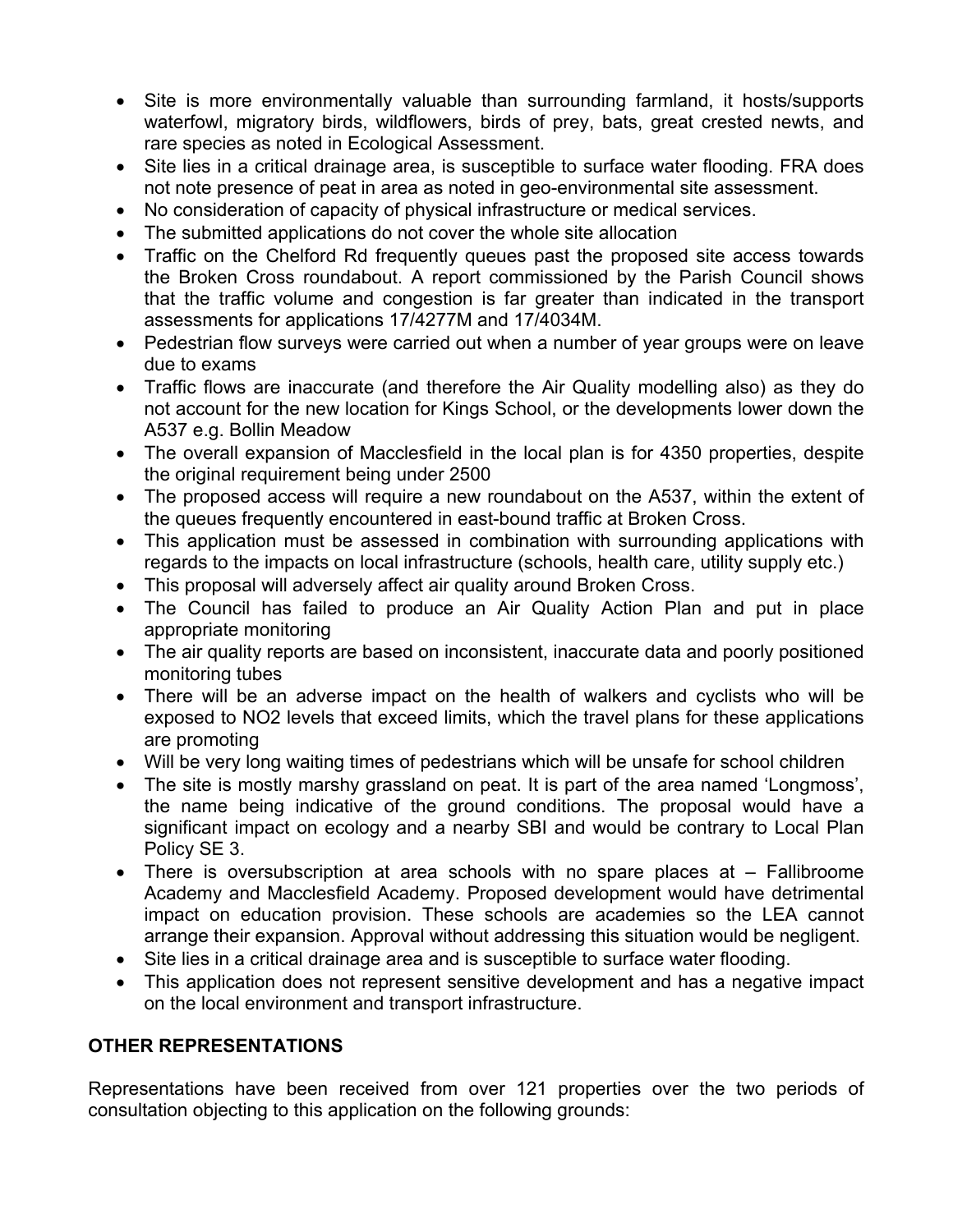- Site is more environmentally valuable than surrounding farmland, it hosts/supports waterfowl, migratory birds, wildflowers, birds of prey, bats, great crested newts, and rare species as noted in Ecological Assessment.
- Site lies in a critical drainage area, is susceptible to surface water flooding. FRA does not note presence of peat in area as noted in geo-environmental site assessment.
- No consideration of capacity of physical infrastructure or medical services.
- The submitted applications do not cover the whole site allocation
- Traffic on the Chelford Rd frequently queues past the proposed site access towards the Broken Cross roundabout. A report commissioned by the Parish Council shows that the traffic volume and congestion is far greater than indicated in the transport assessments for applications 17/4277M and 17/4034M.
- Pedestrian flow surveys were carried out when a number of year groups were on leave due to exams
- Traffic flows are inaccurate (and therefore the Air Quality modelling also) as they do not account for the new location for Kings School, or the developments lower down the A537 e.g. Bollin Meadow
- The overall expansion of Macclesfield in the local plan is for 4350 properties, despite the original requirement being under 2500
- The proposed access will require a new roundabout on the A537, within the extent of the queues frequently encountered in east-bound traffic at Broken Cross.
- This application must be assessed in combination with surrounding applications with regards to the impacts on local infrastructure (schools, health care, utility supply etc.)
- This proposal will adversely affect air quality around Broken Cross.
- The Council has failed to produce an Air Quality Action Plan and put in place appropriate monitoring
- The air quality reports are based on inconsistent, inaccurate data and poorly positioned monitoring tubes
- There will be an adverse impact on the health of walkers and cyclists who will be exposed to NO2 levels that exceed limits, which the travel plans for these applications are promoting
- Will be very long waiting times of pedestrians which will be unsafe for school children
- The site is mostly marshy grassland on peat. It is part of the area named 'Longmoss', the name being indicative of the ground conditions. The proposal would have a significant impact on ecology and a nearby SBI and would be contrary to Local Plan Policy SE 3.
- There is oversubscription at area schools with no spare places at – Fallibroome Academy and Macclesfield Academy. Proposed development would have detrimental impact on education provision. These schools are academies so the LEA cannot arrange their expansion. Approval without addressing this situation would be negligent.
- Site lies in a critical drainage area and is susceptible to surface water flooding.
- This application does not represent sensitive development and has a negative impact on the local environment and transport infrastructure.

**OTHER REPRESENTATIONS**

Representations have been received from over 121 properties over the two periods of consultation objecting to this application on the following grounds: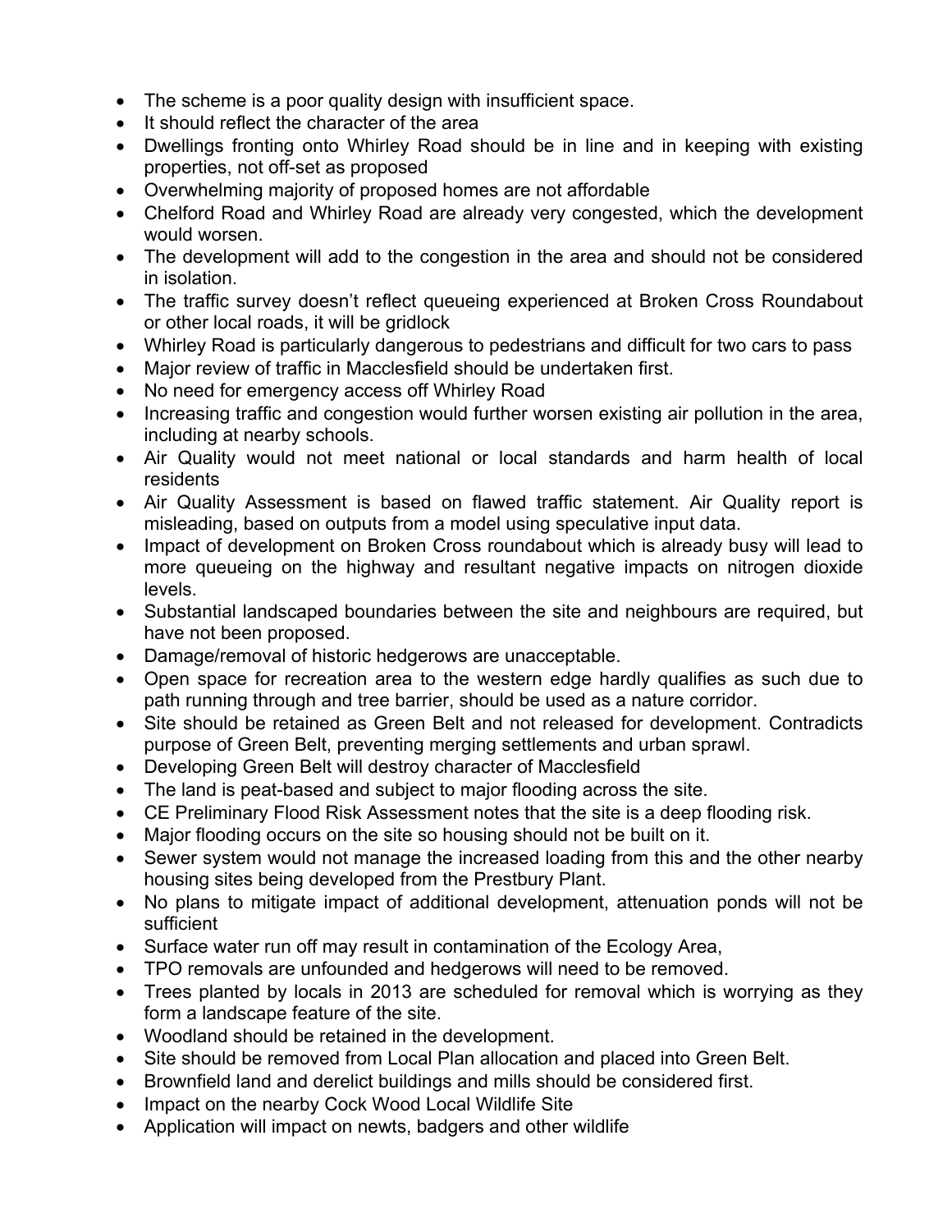- The scheme is a poor quality design with insufficient space.
- It should reflect the character of the area
- Dwellings fronting onto Whirley Road should be in line and in keeping with existing properties, not off-set as proposed
- Overwhelming majority of proposed homes are not affordable
- Chelford Road and Whirley Road are already very congested, which the development would worsen.
- The development will add to the congestion in the area and should not be considered in isolation.
- The traffic survey doesn't reflect queueing experienced at Broken Cross Roundabout or other local roads, it will be gridlock
- Whirley Road is particularly dangerous to pedestrians and difficult for two cars to pass
- Major review of traffic in Macclesfield should be undertaken first.
- No need for emergency access off Whirley Road
- Increasing traffic and congestion would further worsen existing air pollution in the area, including at nearby schools.
- Air Quality would not meet national or local standards and harm health of local residents
- Air Quality Assessment is based on flawed traffic statement. Air Quality report is misleading, based on outputs from a model using speculative input data.
- Impact of development on Broken Cross roundabout which is already busy will lead to more queueing on the highway and resultant negative impacts on nitrogen dioxide levels.
- Substantial landscaped boundaries between the site and neighbours are required, but have not been proposed.
- Damage/removal of historic hedgerows are unacceptable.
- Open space for recreation area to the western edge hardly qualifies as such due to path running through and tree barrier, should be used as a nature corridor.
- Site should be retained as Green Belt and not released for development. Contradicts purpose of Green Belt, preventing merging settlements and urban sprawl.
- Developing Green Belt will destroy character of Macclesfield
- The land is peat-based and subject to major flooding across the site.
- CE Preliminary Flood Risk Assessment notes that the site is a deep flooding risk.
- Major flooding occurs on the site so housing should not be built on it.
- Sewer system would not manage the increased loading from this and the other nearby housing sites being developed from the Prestbury Plant.
- No plans to mitigate impact of additional development, attenuation ponds will not be sufficient
- Surface water run off may result in contamination of the Ecology Area,
- TPO removals are unfounded and hedgerows will need to be removed.
- Trees planted by locals in 2013 are scheduled for removal which is worrying as they form a landscape feature of the site.
- Woodland should be retained in the development.
- Site should be removed from Local Plan allocation and placed into Green Belt.
- Brownfield land and derelict buildings and mills should be considered first.
- Impact on the nearby Cock Wood Local Wildlife Site
- Application will impact on newts, badgers and other wildlife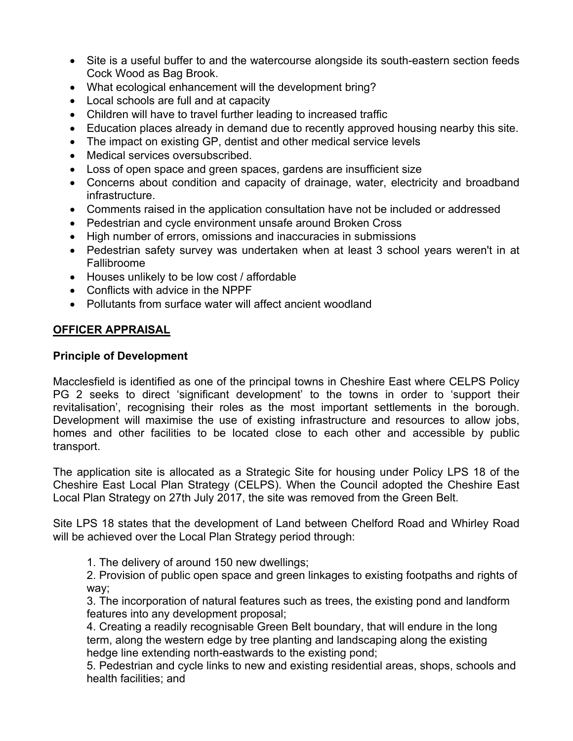- Site is a useful buffer to and the watercourse alongside its south-eastern section feeds Cock Wood as Bag Brook.
- What ecological enhancement will the development bring?
- Local schools are full and at capacity
- Children will have to travel further leading to increased traffic
- Education places already in demand due to recently approved housing nearby this site.
- The impact on existing GP, dentist and other medical service levels
- Medical services oversubscribed.
- Loss of open space and green spaces, gardens are insufficient size
- Concerns about condition and capacity of drainage, water, electricity and broadband infrastructure.
- Comments raised in the application consultation have not be included or addressed
- Pedestrian and cycle environment unsafe around Broken Cross
- High number of errors, omissions and inaccuracies in submissions
- Pedestrian safety survey was undertaken when at least 3 school years weren't in at Fallibroome
- Houses unlikely to be low cost / affordable
- Conflicts with advice in the NPPF
- Pollutants from surface water will affect ancient woodland

## OFFICER APPRAISAL

### Principle of Development

Macclesfield is identified as one of the principal towns in Cheshire East where CELPS Policy PG 2 seeks to direct 'significant development' to the towns in order to 'support their revitalisation', recognising their roles as the most important settlements in the borough. Development will maximise the use of existing infrastructure and resources to allow jobs, homes and other facilities to be located close to each other and accessible by public transport.

The application site is allocated as a Strategic Site for housing under Policy LPS 18 of the Cheshire East Local Plan Strategy (CELPS). When the Council adopted the Cheshire East Local Plan Strategy on 27th July 2017, the site was removed from the Green Belt.

Site LPS 18 states that the development of Land between Chelford Road and Whirley Road will be achieved over the Local Plan Strategy period through:

1. The delivery of around 150 new dwellings;
2. Provision of public open space and green linkages to existing footpaths and rights of way;
3. The incorporation of natural features such as trees, the existing pond and landform features into any development proposal;
4. Creating a readily recognisable Green Belt boundary, that will endure in the long term, along the western edge by tree planting and landscaping along the existing hedge line extending north-eastwards to the existing pond;
5. Pedestrian and cycle links to new and existing residential areas, shops, schools and health facilities; and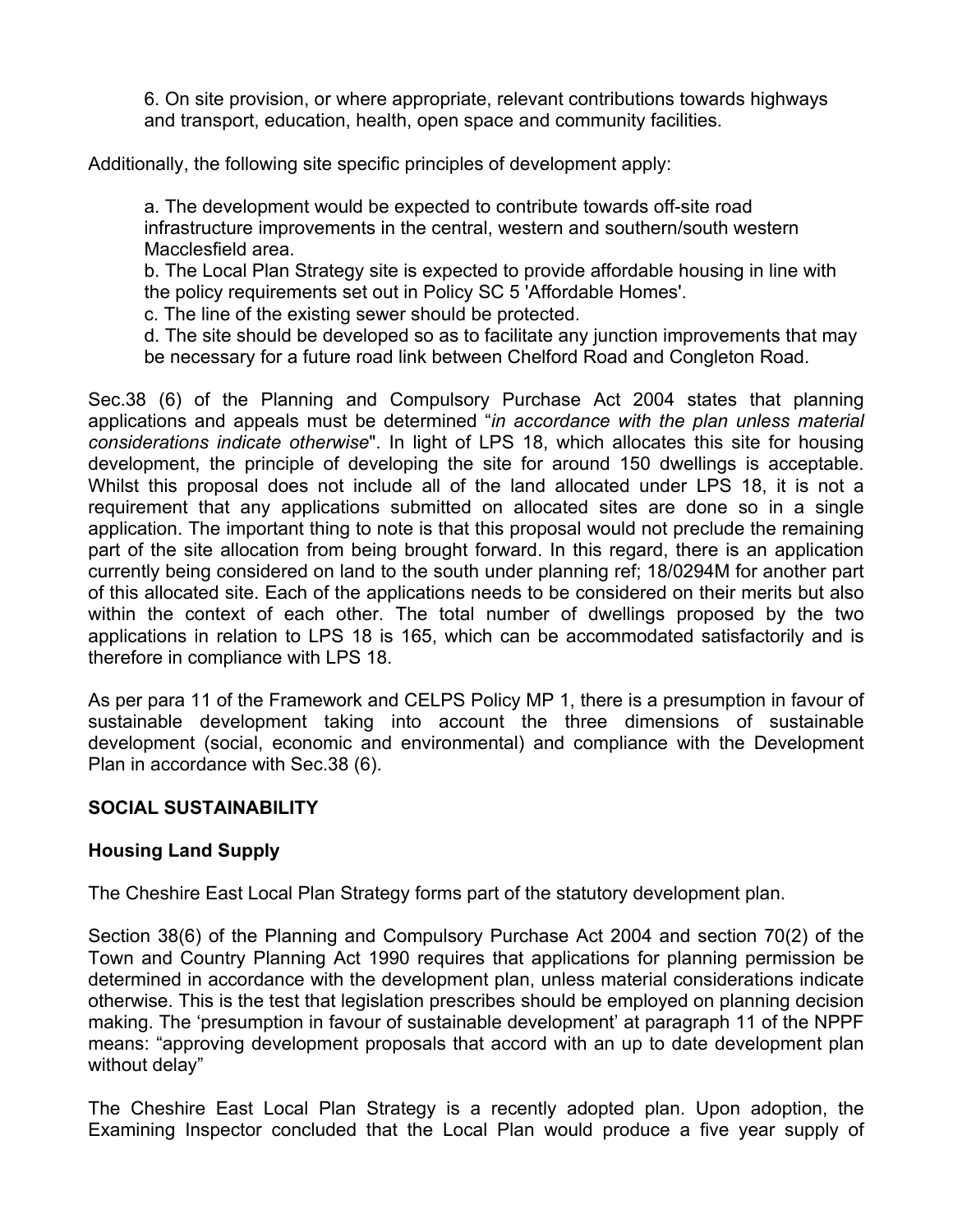6. On site provision, or where appropriate, relevant contributions towards highways and transport, education, health, open space and community facilities.

Additionally, the following site specific principles of development apply:

a. The development would be expected to contribute towards off-site road infrastructure improvements in the central, western and southern/south western Macclesfield area.
b. The Local Plan Strategy site is expected to provide affordable housing in line with the policy requirements set out in Policy SC 5 'Affordable Homes'.
c. The line of the existing sewer should be protected.
d. The site should be developed so as to facilitate any junction improvements that may be necessary for a future road link between Chelford Road and Congleton Road.

Sec.38 (6) of the Planning and Compulsory Purchase Act 2004 states that planning applications and appeals must be determined "*in accordance with the plan unless material considerations indicate otherwise*". In light of LPS 18, which allocates this site for housing development, the principle of developing the site for around 150 dwellings is acceptable. Whilst this proposal does not include all of the land allocated under LPS 18, it is not a requirement that any applications submitted on allocated sites are done so in a single application. The important thing to note is that this proposal would not preclude the remaining part of the site allocation from being brought forward. In this regard, there is an application currently being considered on land to the south under planning ref; 18/0294M for another part of this allocated site. Each of the applications needs to be considered on their merits but also within the context of each other. The total number of dwellings proposed by the two applications in relation to LPS 18 is 165, which can be accommodated satisfactorily and is therefore in compliance with LPS 18.

As per para 11 of the Framework and CELPS Policy MP 1, there is a presumption in favour of sustainable development taking into account the three dimensions of sustainable development (social, economic and environmental) and compliance with the Development Plan in accordance with Sec.38 (6).

**SOCIAL SUSTAINABILITY**

**Housing Land Supply**

The Cheshire East Local Plan Strategy forms part of the statutory development plan.

Section 38(6) of the Planning and Compulsory Purchase Act 2004 and section 70(2) of the Town and Country Planning Act 1990 requires that applications for planning permission be determined in accordance with the development plan, unless material considerations indicate otherwise. This is the test that legislation prescribes should be employed on planning decision making. The 'presumption in favour of sustainable development' at paragraph 11 of the NPPF means: "approving development proposals that accord with an up to date development plan without delay"

The Cheshire East Local Plan Strategy is a recently adopted plan. Upon adoption, the Examining Inspector concluded that the Local Plan would produce a five year supply of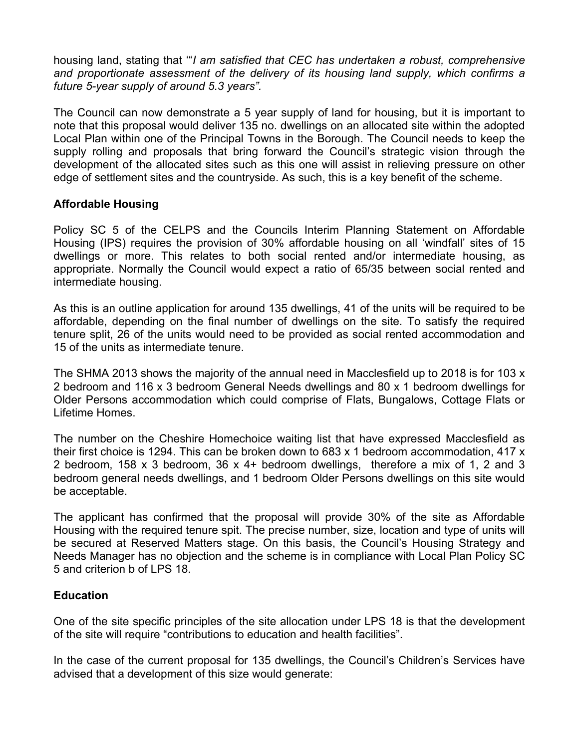housing land, stating that '"*I am satisfied that CEC has undertaken a robust, comprehensive and proportionate assessment of the delivery of its housing land supply, which confirms a future 5-year supply of around 5.3 years".*

The Council can now demonstrate a 5 year supply of land for housing, but it is important to note that this proposal would deliver 135 no. dwellings on an allocated site within the adopted Local Plan within one of the Principal Towns in the Borough. The Council needs to keep the supply rolling and proposals that bring forward the Council's strategic vision through the development of the allocated sites such as this one will assist in relieving pressure on other edge of settlement sites and the countryside. As such, this is a key benefit of the scheme.

**Affordable Housing**

Policy SC 5 of the CELPS and the Councils Interim Planning Statement on Affordable Housing (IPS) requires the provision of 30% affordable housing on all 'windfall' sites of 15 dwellings or more. This relates to both social rented and/or intermediate housing, as appropriate. Normally the Council would expect a ratio of 65/35 between social rented and intermediate housing.

As this is an outline application for around 135 dwellings, 41 of the units will be required to be affordable, depending on the final number of dwellings on the site. To satisfy the required tenure split, 26 of the units would need to be provided as social rented accommodation and 15 of the units as intermediate tenure.

The SHMA 2013 shows the majority of the annual need in Macclesfield up to 2018 is for 103 x 2 bedroom and 116 x 3 bedroom General Needs dwellings and 80 x 1 bedroom dwellings for Older Persons accommodation which could comprise of Flats, Bungalows, Cottage Flats or Lifetime Homes.

The number on the Cheshire Homechoice waiting list that have expressed Macclesfield as their first choice is 1294. This can be broken down to 683 x 1 bedroom accommodation, 417 x 2 bedroom, 158 x 3 bedroom, 36 x 4+ bedroom dwellings, therefore a mix of 1, 2 and 3 bedroom general needs dwellings, and 1 bedroom Older Persons dwellings on this site would be acceptable.

The applicant has confirmed that the proposal will provide 30% of the site as Affordable Housing with the required tenure spit. The precise number, size, location and type of units will be secured at Reserved Matters stage. On this basis, the Council's Housing Strategy and Needs Manager has no objection and the scheme is in compliance with Local Plan Policy SC 5 and criterion b of LPS 18.

**Education**

One of the site specific principles of the site allocation under LPS 18 is that the development of the site will require "contributions to education and health facilities".

In the case of the current proposal for 135 dwellings, the Council's Children's Services have advised that a development of this size would generate: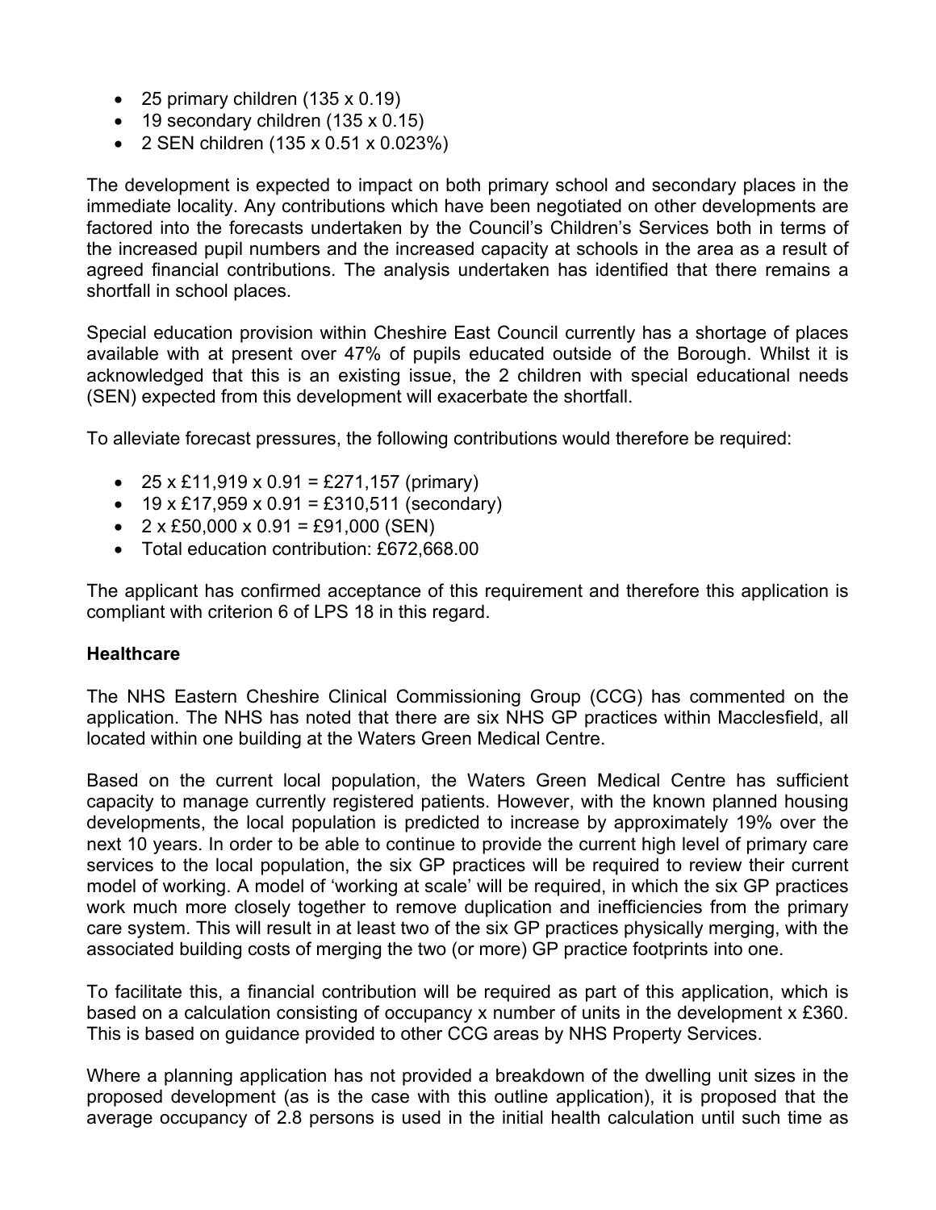- 25 primary children (135 x 0.19)
- 19 secondary children (135 x 0.15)
- 2 SEN children (135 x 0.51 x 0.023%)

The development is expected to impact on both primary school and secondary places in the immediate locality. Any contributions which have been negotiated on other developments are factored into the forecasts undertaken by the Council's Children's Services both in terms of the increased pupil numbers and the increased capacity at schools in the area as a result of agreed financial contributions. The analysis undertaken has identified that there remains a shortfall in school places.

Special education provision within Cheshire East Council currently has a shortage of places available with at present over 47% of pupils educated outside of the Borough. Whilst it is acknowledged that this is an existing issue, the 2 children with special educational needs (SEN) expected from this development will exacerbate the shortfall.

To alleviate forecast pressures, the following contributions would therefore be required:

- 25 x £11,919 x 0.91 = £271,157 (primary)
- 19 x £17,959 x 0.91 = £310,511 (secondary)
- 2 x £50,000 x 0.91 = £91,000 (SEN)
- Total education contribution: £672,668.00

The applicant has confirmed acceptance of this requirement and therefore this application is compliant with criterion 6 of LPS 18 in this regard.

**Healthcare**

The NHS Eastern Cheshire Clinical Commissioning Group (CCG) has commented on the application. The NHS has noted that there are six NHS GP practices within Macclesfield, all located within one building at the Waters Green Medical Centre.

Based on the current local population, the Waters Green Medical Centre has sufficient capacity to manage currently registered patients. However, with the known planned housing developments, the local population is predicted to increase by approximately 19% over the next 10 years. In order to be able to continue to provide the current high level of primary care services to the local population, the six GP practices will be required to review their current model of working. A model of 'working at scale' will be required, in which the six GP practices work much more closely together to remove duplication and inefficiencies from the primary care system. This will result in at least two of the six GP practices physically merging, with the associated building costs of merging the two (or more) GP practice footprints into one.

To facilitate this, a financial contribution will be required as part of this application, which is based on a calculation consisting of occupancy x number of units in the development x £360. This is based on guidance provided to other CCG areas by NHS Property Services.

Where a planning application has not provided a breakdown of the dwelling unit sizes in the proposed development (as is the case with this outline application), it is proposed that the average occupancy of 2.8 persons is used in the initial health calculation until such time as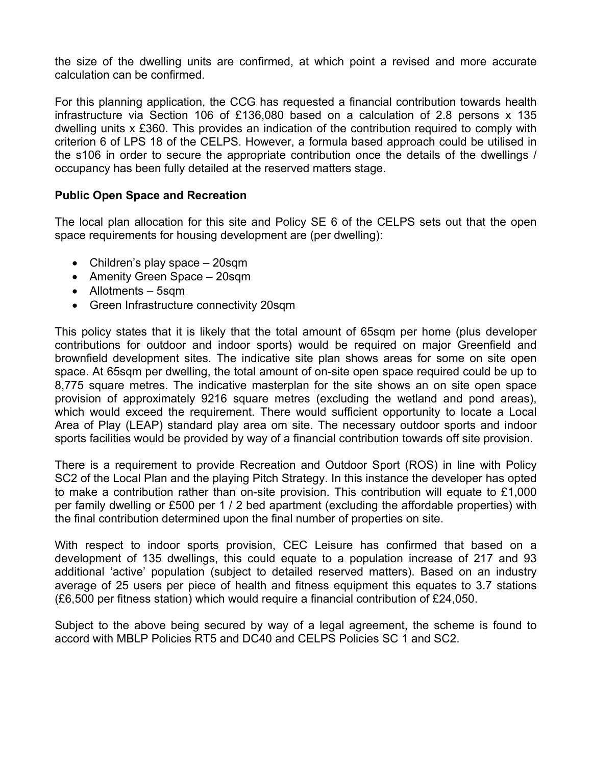the size of the dwelling units are confirmed, at which point a revised and more accurate calculation can be confirmed.

For this planning application, the CCG has requested a financial contribution towards health infrastructure via Section 106 of £136,080 based on a calculation of 2.8 persons x 135 dwelling units x £360. This provides an indication of the contribution required to comply with criterion 6 of LPS 18 of the CELPS. However, a formula based approach could be utilised in the s106 in order to secure the appropriate contribution once the details of the dwellings / occupancy has been fully detailed at the reserved matters stage.

**Public Open Space and Recreation**

The local plan allocation for this site and Policy SE 6 of the CELPS sets out that the open space requirements for housing development are (per dwelling):

- Children's play space – 20sqm
- Amenity Green Space – 20sqm
- Allotments – 5sqm
- Green Infrastructure connectivity 20sqm

This policy states that it is likely that the total amount of 65sqm per home (plus developer contributions for outdoor and indoor sports) would be required on major Greenfield and brownfield development sites. The indicative site plan shows areas for some on site open space. At 65sqm per dwelling, the total amount of on-site open space required could be up to 8,775 square metres. The indicative masterplan for the site shows an on site open space provision of approximately 9216 square metres (excluding the wetland and pond areas), which would exceed the requirement. There would sufficient opportunity to locate a Local Area of Play (LEAP) standard play area om site. The necessary outdoor sports and indoor sports facilities would be provided by way of a financial contribution towards off site provision.

There is a requirement to provide Recreation and Outdoor Sport (ROS) in line with Policy SC2 of the Local Plan and the playing Pitch Strategy. In this instance the developer has opted to make a contribution rather than on-site provision. This contribution will equate to £1,000 per family dwelling or £500 per 1 / 2 bed apartment (excluding the affordable properties) with the final contribution determined upon the final number of properties on site.

With respect to indoor sports provision, CEC Leisure has confirmed that based on a development of 135 dwellings, this could equate to a population increase of 217 and 93 additional 'active' population (subject to detailed reserved matters). Based on an industry average of 25 users per piece of health and fitness equipment this equates to 3.7 stations (£6,500 per fitness station) which would require a financial contribution of £24,050.

Subject to the above being secured by way of a legal agreement, the scheme is found to accord with MBLP Policies RT5 and DC40 and CELPS Policies SC 1 and SC2.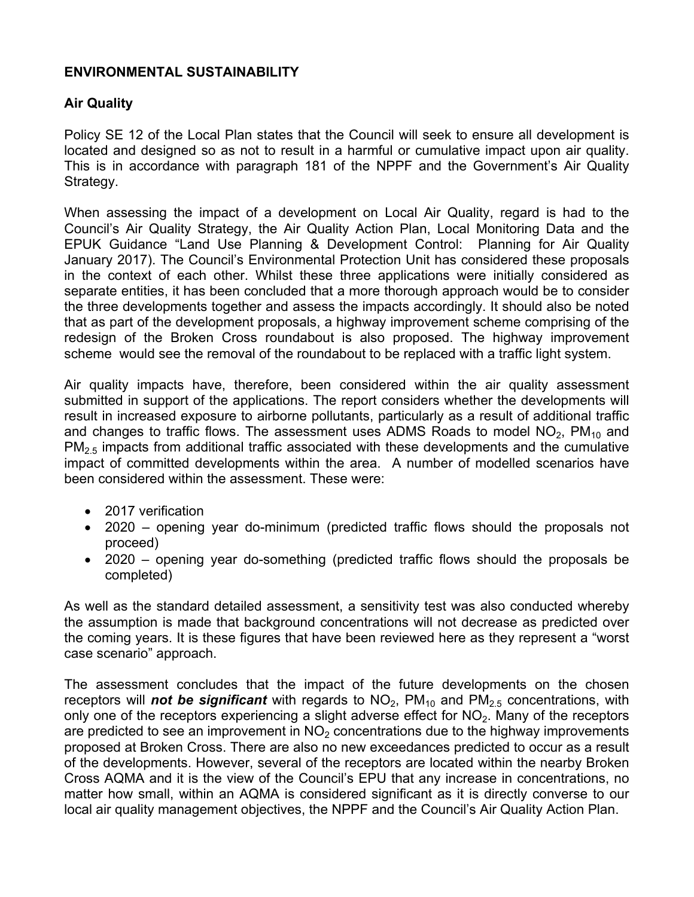## ENVIRONMENTAL SUSTAINABILITY

### Air Quality

Policy SE 12 of the Local Plan states that the Council will seek to ensure all development is located and designed so as not to result in a harmful or cumulative impact upon air quality. This is in accordance with paragraph 181 of the NPPF and the Government's Air Quality Strategy.

When assessing the impact of a development on Local Air Quality, regard is had to the Council's Air Quality Strategy, the Air Quality Action Plan, Local Monitoring Data and the EPUK Guidance "Land Use Planning & Development Control: Planning for Air Quality January 2017). The Council's Environmental Protection Unit has considered these proposals in the context of each other. Whilst these three applications were initially considered as separate entities, it has been concluded that a more thorough approach would be to consider the three developments together and assess the impacts accordingly. It should also be noted that as part of the development proposals, a highway improvement scheme comprising of the redesign of the Broken Cross roundabout is also proposed. The highway improvement scheme would see the removal of the roundabout to be replaced with a traffic light system.

Air quality impacts have, therefore, been considered within the air quality assessment submitted in support of the applications. The report considers whether the developments will result in increased exposure to airborne pollutants, particularly as a result of additional traffic and changes to traffic flows. The assessment uses ADMS Roads to model $NO_2$, $PM_{10}$ and $PM_{2.5}$ impacts from additional traffic associated with these developments and the cumulative impact of committed developments within the area. A number of modelled scenarios have been considered within the assessment. These were:

- 2017 verification
- 2020 – opening year do-minimum (predicted traffic flows should the proposals not proceed)
- 2020 – opening year do-something (predicted traffic flows should the proposals be completed)

As well as the standard detailed assessment, a sensitivity test was also conducted whereby the assumption is made that background concentrations will not decrease as predicted over the coming years. It is these figures that have been reviewed here as they represent a "worst case scenario" approach.

The assessment concludes that the impact of the future developments on the chosen receptors will ***not be significant*** with regards to $NO_2$, $PM_{10}$ and $PM_{2.5}$ concentrations, with only one of the receptors experiencing a slight adverse effect for $NO_2$. Many of the receptors are predicted to see an improvement in $NO_2$ concentrations due to the highway improvements proposed at Broken Cross. There are also no new exceedances predicted to occur as a result of the developments. However, several of the receptors are located within the nearby Broken Cross AQMA and it is the view of the Council's EPU that any increase in concentrations, no matter how small, within an AQMA is considered significant as it is directly converse to our local air quality management objectives, the NPPF and the Council's Air Quality Action Plan.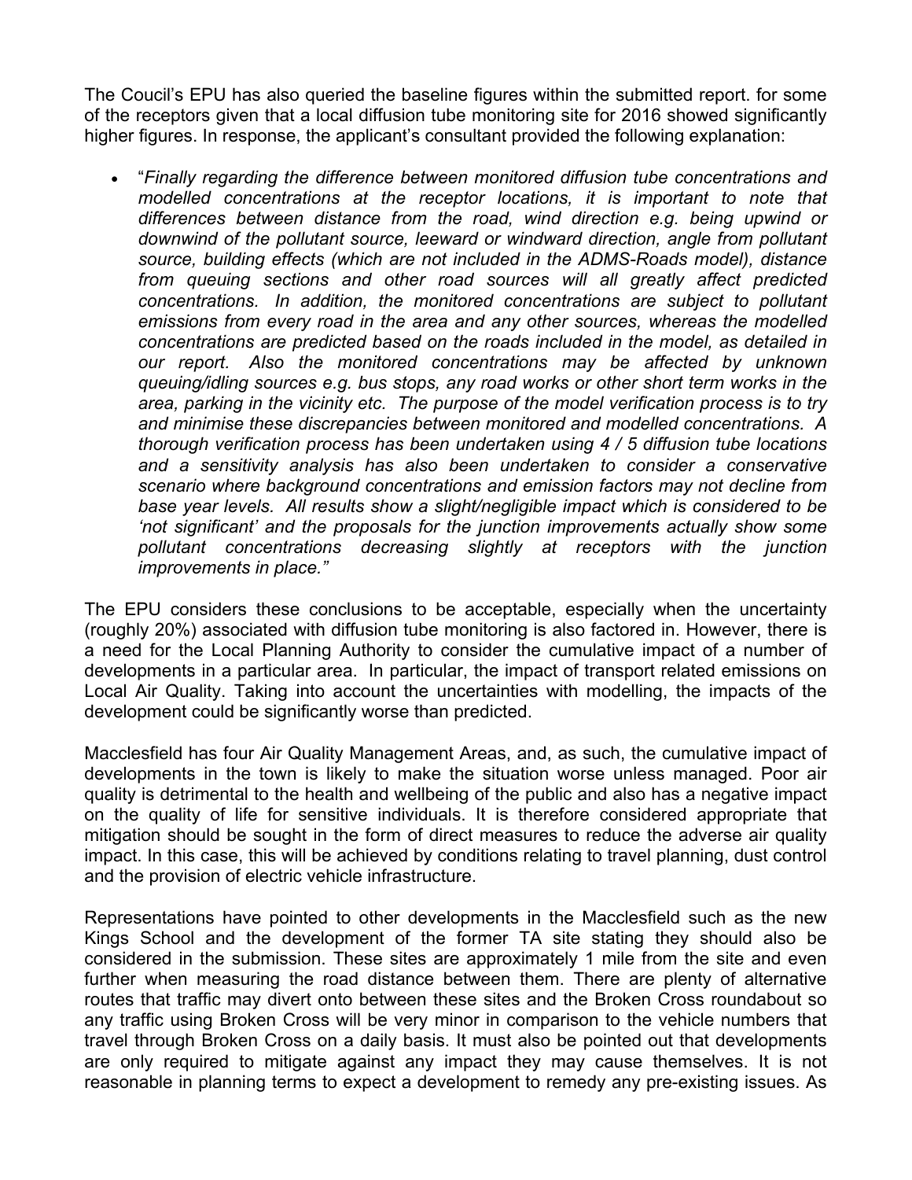The Coucil's EPU has also queried the baseline figures within the submitted report. for some of the receptors given that a local diffusion tube monitoring site for 2016 showed significantly higher figures. In response, the applicant's consultant provided the following explanation:

- "*Finally regarding the difference between monitored diffusion tube concentrations and modelled concentrations at the receptor locations, it is important to note that differences between distance from the road, wind direction e.g. being upwind or downwind of the pollutant source, leeward or windward direction, angle from pollutant source, building effects (which are not included in the ADMS-Roads model), distance from queuing sections and other road sources will all greatly affect predicted concentrations. In addition, the monitored concentrations are subject to pollutant emissions from every road in the area and any other sources, whereas the modelled concentrations are predicted based on the roads included in the model, as detailed in our report. Also the monitored concentrations may be affected by unknown queuing/idling sources e.g. bus stops, any road works or other short term works in the area, parking in the vicinity etc. The purpose of the model verification process is to try and minimise these discrepancies between monitored and modelled concentrations. A thorough verification process has been undertaken using 4 / 5 diffusion tube locations and a sensitivity analysis has also been undertaken to consider a conservative scenario where background concentrations and emission factors may not decline from base year levels. All results show a slight/negligible impact which is considered to be 'not significant' and the proposals for the junction improvements actually show some pollutant concentrations decreasing slightly at receptors with the junction improvements in place.*"

The EPU considers these conclusions to be acceptable, especially when the uncertainty (roughly 20%) associated with diffusion tube monitoring is also factored in. However, there is a need for the Local Planning Authority to consider the cumulative impact of a number of developments in a particular area. In particular, the impact of transport related emissions on Local Air Quality. Taking into account the uncertainties with modelling, the impacts of the development could be significantly worse than predicted.

Macclesfield has four Air Quality Management Areas, and, as such, the cumulative impact of developments in the town is likely to make the situation worse unless managed. Poor air quality is detrimental to the health and wellbeing of the public and also has a negative impact on the quality of life for sensitive individuals. It is therefore considered appropriate that mitigation should be sought in the form of direct measures to reduce the adverse air quality impact. In this case, this will be achieved by conditions relating to travel planning, dust control and the provision of electric vehicle infrastructure.

Representations have pointed to other developments in the Macclesfield such as the new Kings School and the development of the former TA site stating they should also be considered in the submission. These sites are approximately 1 mile from the site and even further when measuring the road distance between them. There are plenty of alternative routes that traffic may divert onto between these sites and the Broken Cross roundabout so any traffic using Broken Cross will be very minor in comparison to the vehicle numbers that travel through Broken Cross on a daily basis. It must also be pointed out that developments are only required to mitigate against any impact they may cause themselves. It is not reasonable in planning terms to expect a development to remedy any pre-existing issues. As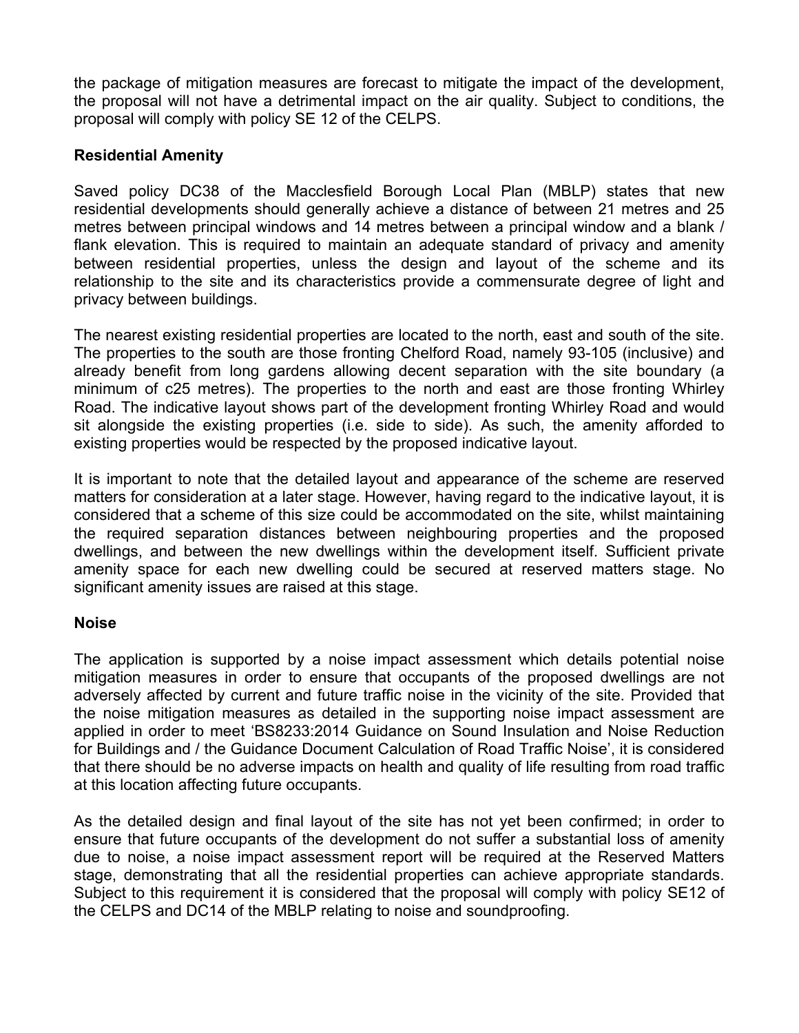the package of mitigation measures are forecast to mitigate the impact of the development, the proposal will not have a detrimental impact on the air quality. Subject to conditions, the proposal will comply with policy SE 12 of the CELPS.

**Residential Amenity**

Saved policy DC38 of the Macclesfield Borough Local Plan (MBLP) states that new residential developments should generally achieve a distance of between 21 metres and 25 metres between principal windows and 14 metres between a principal window and a blank / flank elevation. This is required to maintain an adequate standard of privacy and amenity between residential properties, unless the design and layout of the scheme and its relationship to the site and its characteristics provide a commensurate degree of light and privacy between buildings.

The nearest existing residential properties are located to the north, east and south of the site. The properties to the south are those fronting Chelford Road, namely 93-105 (inclusive) and already benefit from long gardens allowing decent separation with the site boundary (a minimum of c25 metres). The properties to the north and east are those fronting Whirley Road. The indicative layout shows part of the development fronting Whirley Road and would sit alongside the existing properties (i.e. side to side). As such, the amenity afforded to existing properties would be respected by the proposed indicative layout.

It is important to note that the detailed layout and appearance of the scheme are reserved matters for consideration at a later stage. However, having regard to the indicative layout, it is considered that a scheme of this size could be accommodated on the site, whilst maintaining the required separation distances between neighbouring properties and the proposed dwellings, and between the new dwellings within the development itself. Sufficient private amenity space for each new dwelling could be secured at reserved matters stage. No significant amenity issues are raised at this stage.

**Noise**

The application is supported by a noise impact assessment which details potential noise mitigation measures in order to ensure that occupants of the proposed dwellings are not adversely affected by current and future traffic noise in the vicinity of the site. Provided that the noise mitigation measures as detailed in the supporting noise impact assessment are applied in order to meet 'BS8233:2014 Guidance on Sound Insulation and Noise Reduction for Buildings and / the Guidance Document Calculation of Road Traffic Noise', it is considered that there should be no adverse impacts on health and quality of life resulting from road traffic at this location affecting future occupants.

As the detailed design and final layout of the site has not yet been confirmed; in order to ensure that future occupants of the development do not suffer a substantial loss of amenity due to noise, a noise impact assessment report will be required at the Reserved Matters stage, demonstrating that all the residential properties can achieve appropriate standards. Subject to this requirement it is considered that the proposal will comply with policy SE12 of the CELPS and DC14 of the MBLP relating to noise and soundproofing.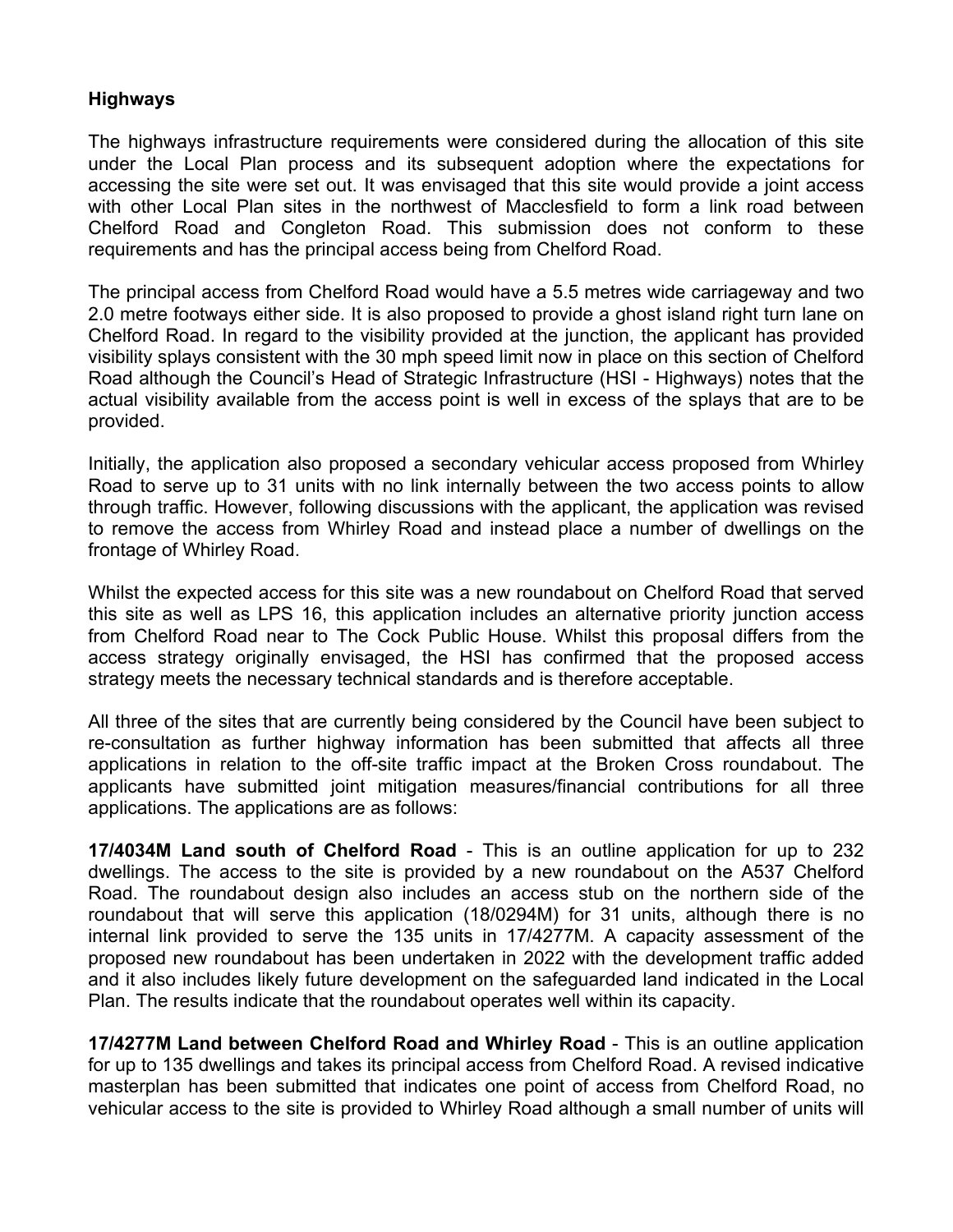**Highways**

The highways infrastructure requirements were considered during the allocation of this site under the Local Plan process and its subsequent adoption where the expectations for accessing the site were set out. It was envisaged that this site would provide a joint access with other Local Plan sites in the northwest of Macclesfield to form a link road between Chelford Road and Congleton Road. This submission does not conform to these requirements and has the principal access being from Chelford Road.

The principal access from Chelford Road would have a 5.5 metres wide carriageway and two 2.0 metre footways either side. It is also proposed to provide a ghost island right turn lane on Chelford Road. In regard to the visibility provided at the junction, the applicant has provided visibility splays consistent with the 30 mph speed limit now in place on this section of Chelford Road although the Council's Head of Strategic Infrastructure (HSI - Highways) notes that the actual visibility available from the access point is well in excess of the splays that are to be provided.

Initially, the application also proposed a secondary vehicular access proposed from Whirley Road to serve up to 31 units with no link internally between the two access points to allow through traffic. However, following discussions with the applicant, the application was revised to remove the access from Whirley Road and instead place a number of dwellings on the frontage of Whirley Road.

Whilst the expected access for this site was a new roundabout on Chelford Road that served this site as well as LPS 16, this application includes an alternative priority junction access from Chelford Road near to The Cock Public House. Whilst this proposal differs from the access strategy originally envisaged, the HSI has confirmed that the proposed access strategy meets the necessary technical standards and is therefore acceptable.

All three of the sites that are currently being considered by the Council have been subject to re-consultation as further highway information has been submitted that affects all three applications in relation to the off-site traffic impact at the Broken Cross roundabout. The applicants have submitted joint mitigation measures/financial contributions for all three applications. The applications are as follows:

**17/4034M Land south of Chelford Road** - This is an outline application for up to 232 dwellings. The access to the site is provided by a new roundabout on the A537 Chelford Road. The roundabout design also includes an access stub on the northern side of the roundabout that will serve this application (18/0294M) for 31 units, although there is no internal link provided to serve the 135 units in 17/4277M. A capacity assessment of the proposed new roundabout has been undertaken in 2022 with the development traffic added and it also includes likely future development on the safeguarded land indicated in the Local Plan. The results indicate that the roundabout operates well within its capacity.

**17/4277M Land between Chelford Road and Whirley Road** - This is an outline application for up to 135 dwellings and takes its principal access from Chelford Road. A revised indicative masterplan has been submitted that indicates one point of access from Chelford Road, no vehicular access to the site is provided to Whirley Road although a small number of units will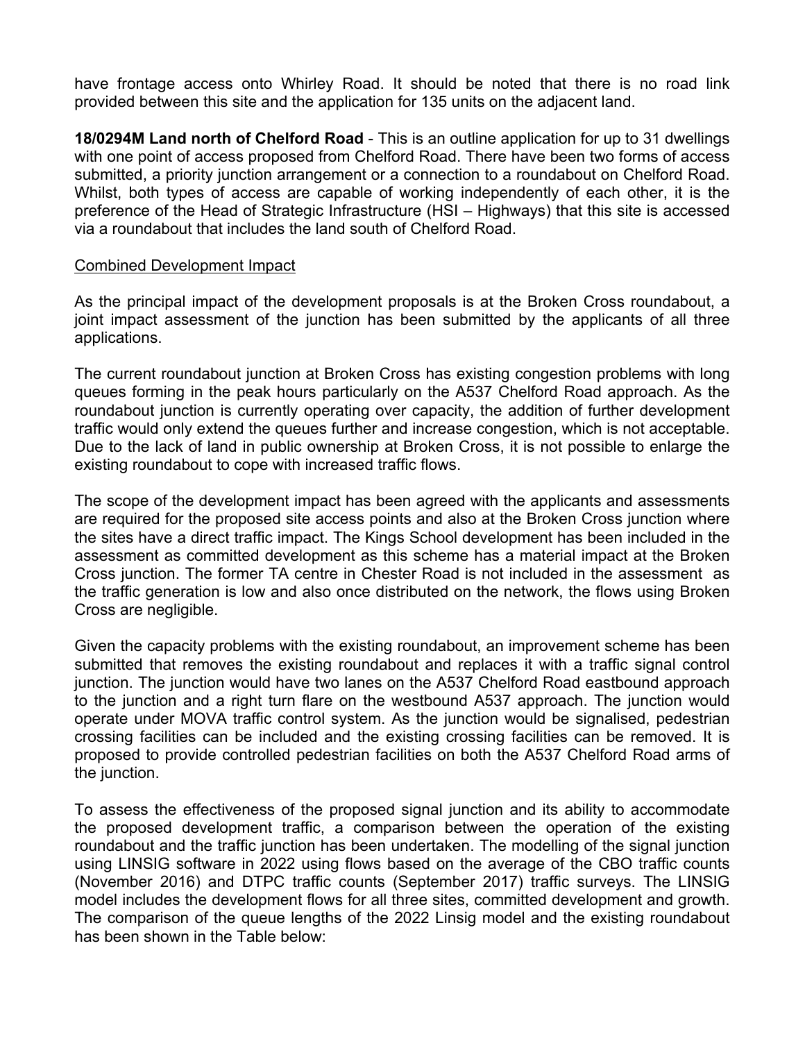have frontage access onto Whirley Road. It should be noted that there is no road link provided between this site and the application for 135 units on the adjacent land.

**18/0294M Land north of Chelford Road** - This is an outline application for up to 31 dwellings with one point of access proposed from Chelford Road. There have been two forms of access submitted, a priority junction arrangement or a connection to a roundabout on Chelford Road. Whilst, both types of access are capable of working independently of each other, it is the preference of the Head of Strategic Infrastructure (HSI – Highways) that this site is accessed via a roundabout that includes the land south of Chelford Road.

<u>Combined Development Impact</u>

As the principal impact of the development proposals is at the Broken Cross roundabout, a joint impact assessment of the junction has been submitted by the applicants of all three applications.

The current roundabout junction at Broken Cross has existing congestion problems with long queues forming in the peak hours particularly on the A537 Chelford Road approach. As the roundabout junction is currently operating over capacity, the addition of further development traffic would only extend the queues further and increase congestion, which is not acceptable. Due to the lack of land in public ownership at Broken Cross, it is not possible to enlarge the existing roundabout to cope with increased traffic flows.

The scope of the development impact has been agreed with the applicants and assessments are required for the proposed site access points and also at the Broken Cross junction where the sites have a direct traffic impact. The Kings School development has been included in the assessment as committed development as this scheme has a material impact at the Broken Cross junction. The former TA centre in Chester Road is not included in the assessment as the traffic generation is low and also once distributed on the network, the flows using Broken Cross are negligible.

Given the capacity problems with the existing roundabout, an improvement scheme has been submitted that removes the existing roundabout and replaces it with a traffic signal control junction. The junction would have two lanes on the A537 Chelford Road eastbound approach to the junction and a right turn flare on the westbound A537 approach. The junction would operate under MOVA traffic control system. As the junction would be signalised, pedestrian crossing facilities can be included and the existing crossing facilities can be removed. It is proposed to provide controlled pedestrian facilities on both the A537 Chelford Road arms of the junction.

To assess the effectiveness of the proposed signal junction and its ability to accommodate the proposed development traffic, a comparison between the operation of the existing roundabout and the traffic junction has been undertaken. The modelling of the signal junction using LINSIG software in 2022 using flows based on the average of the CBO traffic counts (November 2016) and DTPC traffic counts (September 2017) traffic surveys. The LINSIG model includes the development flows for all three sites, committed development and growth. The comparison of the queue lengths of the 2022 Linsig model and the existing roundabout has been shown in the Table below: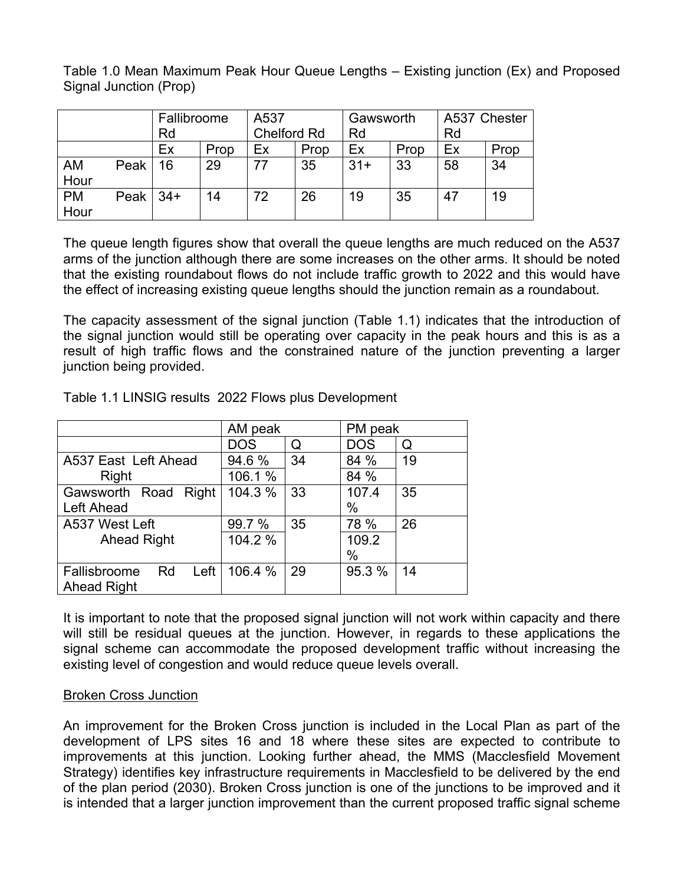Table 1.0 Mean Maximum Peak Hour Queue Lengths – Existing junction (Ex) and Proposed Signal Junction (Prop)

| | Fallibroome Rd | | A537 Chelford Rd | | Gawsworth Rd | | A537 Chester Rd | |
|---|---|---|---|---|---|---|---|---|
| | Ex | Prop | Ex | Prop | Ex | Prop | Ex | Prop |
| AM Peak Hour | 16 | 29 | 77 | 35 | 31+ | 33 | 58 | 34 |
| PM Peak Hour | 34+ | 14 | 72 | 26 | 19 | 35 | 47 | 19 |

The queue length figures show that overall the queue lengths are much reduced on the A537 arms of the junction although there are some increases on the other arms. It should be noted that the existing roundabout flows do not include traffic growth to 2022 and this would have the effect of increasing existing queue lengths should the junction remain as a roundabout.

The capacity assessment of the signal junction (Table 1.1) indicates that the introduction of the signal junction would still be operating over capacity in the peak hours and this is as a result of high traffic flows and the constrained nature of the junction preventing a larger junction being provided.

Table 1.1 LINSIG results 2022 Flows plus Development

| | AM peak | | PM peak | |
|---|---|---|---|---|
| | DOS | Q | DOS | Q |
| A537 East Left Ahead | 94.6 % | 34 | 84 % | 19 |
| Right | 106.1 % | | 84 % | |
| Gawsworth Road Right Left Ahead | 104.3 % | 33 | 107.4 % | 35 |
| A537 West Left | 99.7 % | 35 | 78 % | 26 |
| Ahead Right | 104.2 % | | 109.2 % | |
| Fallisbroome Rd Left Ahead Right | 106.4 % | 29 | 95.3 % | 14 |

It is important to note that the proposed signal junction will not work within capacity and there will still be residual queues at the junction. However, in regards to these applications the signal scheme can accommodate the proposed development traffic without increasing the existing level of congestion and would reduce queue levels overall.

Broken Cross Junction

An improvement for the Broken Cross junction is included in the Local Plan as part of the development of LPS sites 16 and 18 where these sites are expected to contribute to improvements at this junction. Looking further ahead, the MMS (Macclesfield Movement Strategy) identifies key infrastructure requirements in Macclesfield to be delivered by the end of the plan period (2030). Broken Cross junction is one of the junctions to be improved and it is intended that a larger junction improvement than the current proposed traffic signal scheme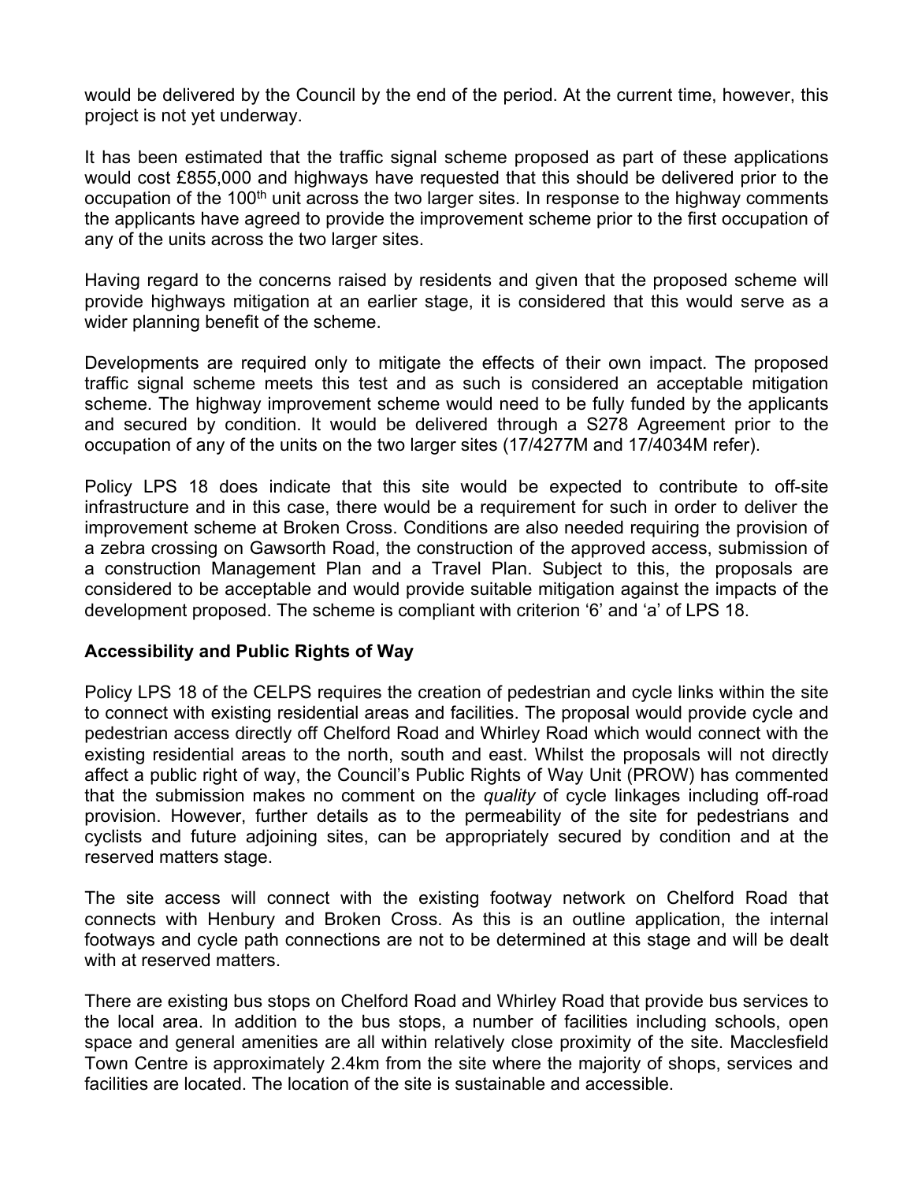would be delivered by the Council by the end of the period. At the current time, however, this project is not yet underway.

It has been estimated that the traffic signal scheme proposed as part of these applications would cost £855,000 and highways have requested that this should be delivered prior to the occupation of the 100th unit across the two larger sites. In response to the highway comments the applicants have agreed to provide the improvement scheme prior to the first occupation of any of the units across the two larger sites.

Having regard to the concerns raised by residents and given that the proposed scheme will provide highways mitigation at an earlier stage, it is considered that this would serve as a wider planning benefit of the scheme.

Developments are required only to mitigate the effects of their own impact. The proposed traffic signal scheme meets this test and as such is considered an acceptable mitigation scheme. The highway improvement scheme would need to be fully funded by the applicants and secured by condition. It would be delivered through a S278 Agreement prior to the occupation of any of the units on the two larger sites (17/4277M and 17/4034M refer).

Policy LPS 18 does indicate that this site would be expected to contribute to off-site infrastructure and in this case, there would be a requirement for such in order to deliver the improvement scheme at Broken Cross. Conditions are also needed requiring the provision of a zebra crossing on Gawsorth Road, the construction of the approved access, submission of a construction Management Plan and a Travel Plan. Subject to this, the proposals are considered to be acceptable and would provide suitable mitigation against the impacts of the development proposed. The scheme is compliant with criterion '6' and 'a' of LPS 18.

**Accessibility and Public Rights of Way**

Policy LPS 18 of the CELPS requires the creation of pedestrian and cycle links within the site to connect with existing residential areas and facilities. The proposal would provide cycle and pedestrian access directly off Chelford Road and Whirley Road which would connect with the existing residential areas to the north, south and east. Whilst the proposals will not directly affect a public right of way, the Council's Public Rights of Way Unit (PROW) has commented that the submission makes no comment on the *quality* of cycle linkages including off-road provision. However, further details as to the permeability of the site for pedestrians and cyclists and future adjoining sites, can be appropriately secured by condition and at the reserved matters stage.

The site access will connect with the existing footway network on Chelford Road that connects with Henbury and Broken Cross. As this is an outline application, the internal footways and cycle path connections are not to be determined at this stage and will be dealt with at reserved matters.

There are existing bus stops on Chelford Road and Whirley Road that provide bus services to the local area. In addition to the bus stops, a number of facilities including schools, open space and general amenities are all within relatively close proximity of the site. Macclesfield Town Centre is approximately 2.4km from the site where the majority of shops, services and facilities are located. The location of the site is sustainable and accessible.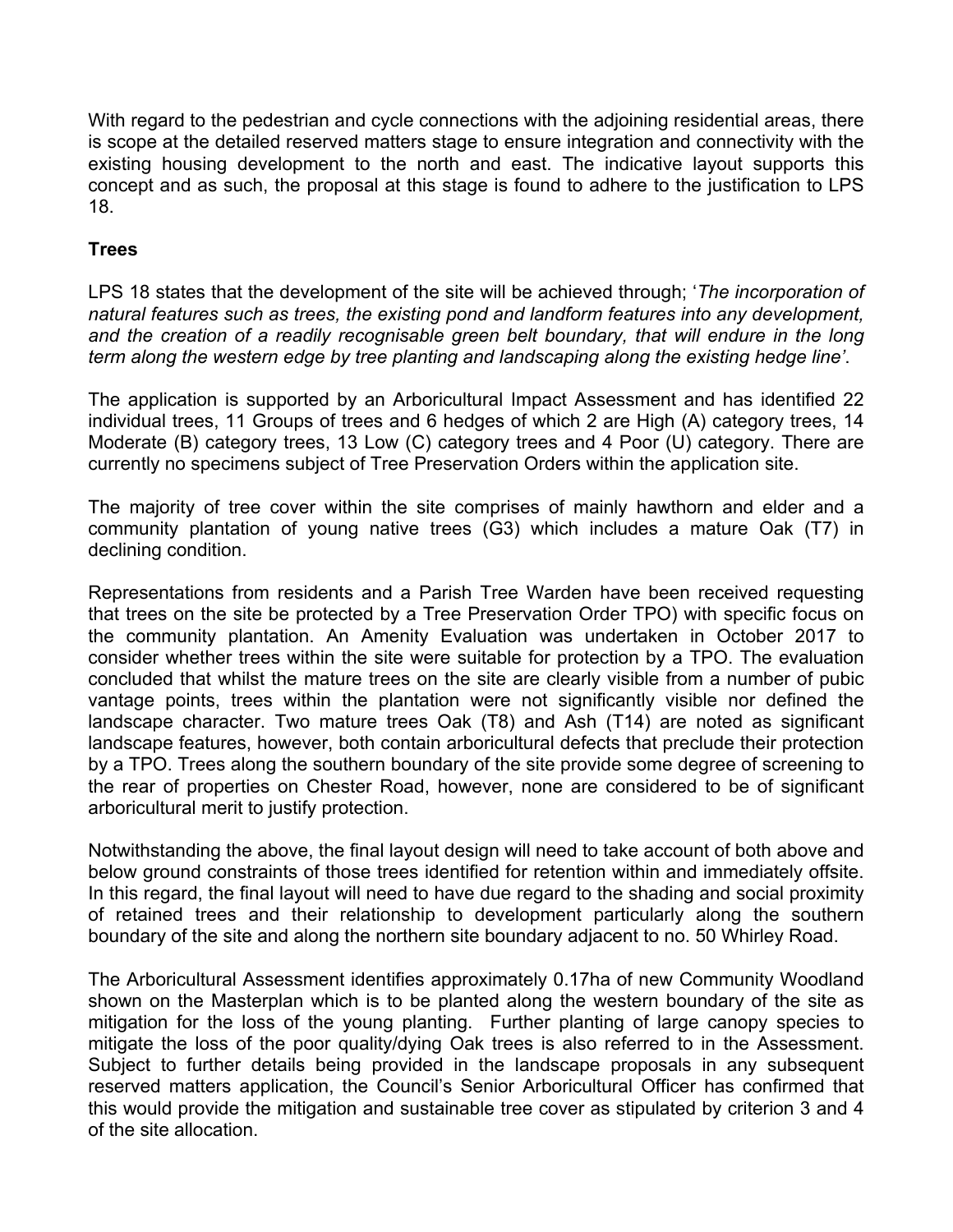With regard to the pedestrian and cycle connections with the adjoining residential areas, there is scope at the detailed reserved matters stage to ensure integration and connectivity with the existing housing development to the north and east. The indicative layout supports this concept and as such, the proposal at this stage is found to adhere to the justification to LPS 18.

**Trees**

LPS 18 states that the development of the site will be achieved through; '*The incorporation of natural features such as trees, the existing pond and landform features into any development, and the creation of a readily recognisable green belt boundary, that will endure in the long term along the western edge by tree planting and landscaping along the existing hedge line'*.

The application is supported by an Arboricultural Impact Assessment and has identified 22 individual trees, 11 Groups of trees and 6 hedges of which 2 are High (A) category trees, 14 Moderate (B) category trees, 13 Low (C) category trees and 4 Poor (U) category. There are currently no specimens subject of Tree Preservation Orders within the application site.

The majority of tree cover within the site comprises of mainly hawthorn and elder and a community plantation of young native trees (G3) which includes a mature Oak (T7) in declining condition.

Representations from residents and a Parish Tree Warden have been received requesting that trees on the site be protected by a Tree Preservation Order TPO) with specific focus on the community plantation. An Amenity Evaluation was undertaken in October 2017 to consider whether trees within the site were suitable for protection by a TPO. The evaluation concluded that whilst the mature trees on the site are clearly visible from a number of pubic vantage points, trees within the plantation were not significantly visible nor defined the landscape character. Two mature trees Oak (T8) and Ash (T14) are noted as significant landscape features, however, both contain arboricultural defects that preclude their protection by a TPO. Trees along the southern boundary of the site provide some degree of screening to the rear of properties on Chester Road, however, none are considered to be of significant arboricultural merit to justify protection.

Notwithstanding the above, the final layout design will need to take account of both above and below ground constraints of those trees identified for retention within and immediately offsite. In this regard, the final layout will need to have due regard to the shading and social proximity of retained trees and their relationship to development particularly along the southern boundary of the site and along the northern site boundary adjacent to no. 50 Whirley Road.

The Arboricultural Assessment identifies approximately 0.17ha of new Community Woodland shown on the Masterplan which is to be planted along the western boundary of the site as mitigation for the loss of the young planting. Further planting of large canopy species to mitigate the loss of the poor quality/dying Oak trees is also referred to in the Assessment. Subject to further details being provided in the landscape proposals in any subsequent reserved matters application, the Council's Senior Arboricultural Officer has confirmed that this would provide the mitigation and sustainable tree cover as stipulated by criterion 3 and 4 of the site allocation.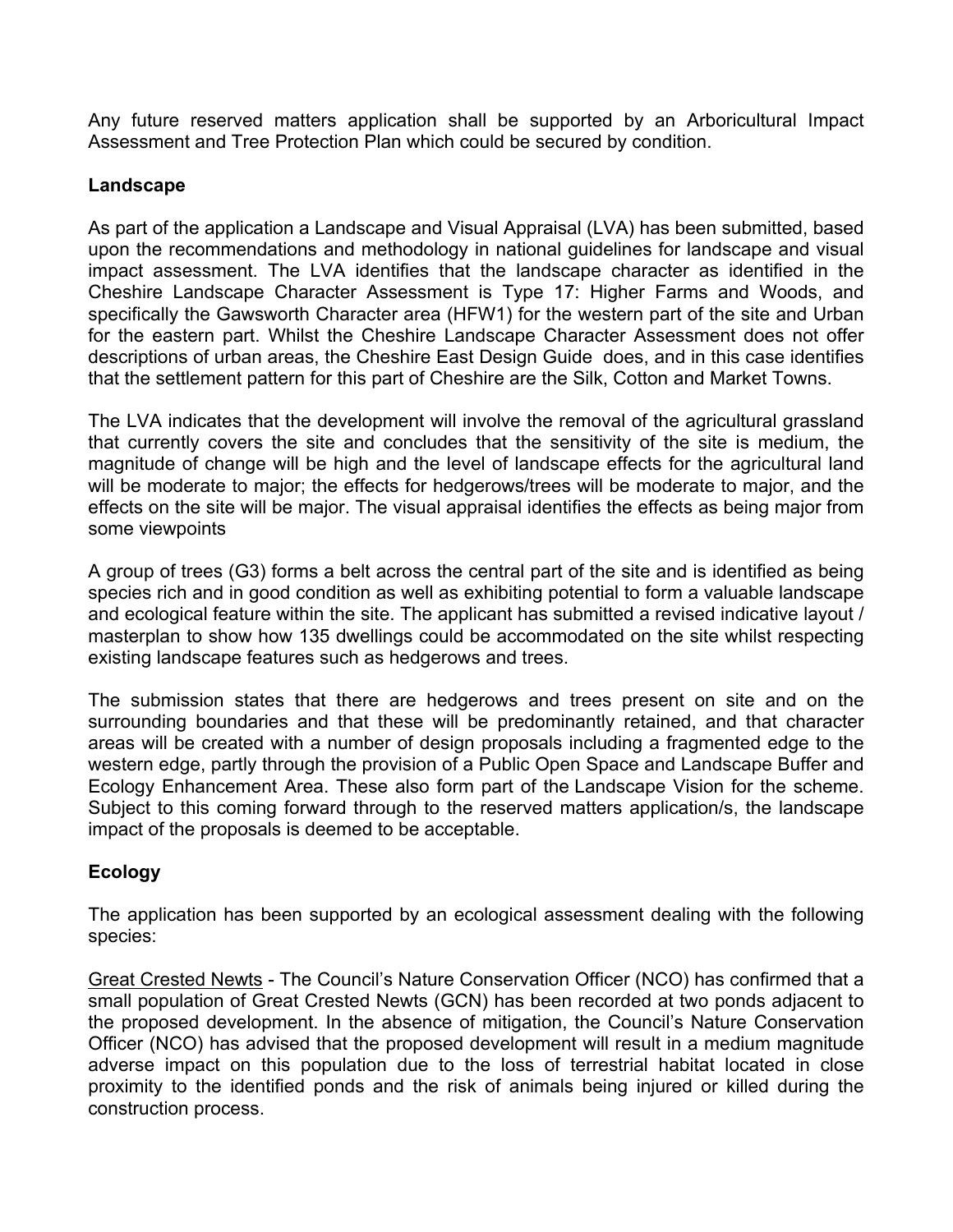Any future reserved matters application shall be supported by an Arboricultural Impact Assessment and Tree Protection Plan which could be secured by condition.

**Landscape**

As part of the application a Landscape and Visual Appraisal (LVA) has been submitted, based upon the recommendations and methodology in national guidelines for landscape and visual impact assessment. The LVA identifies that the landscape character as identified in the Cheshire Landscape Character Assessment is Type 17: Higher Farms and Woods, and specifically the Gawsworth Character area (HFW1) for the western part of the site and Urban for the eastern part. Whilst the Cheshire Landscape Character Assessment does not offer descriptions of urban areas, the Cheshire East Design Guide does, and in this case identifies that the settlement pattern for this part of Cheshire are the Silk, Cotton and Market Towns.

The LVA indicates that the development will involve the removal of the agricultural grassland that currently covers the site and concludes that the sensitivity of the site is medium, the magnitude of change will be high and the level of landscape effects for the agricultural land will be moderate to major; the effects for hedgerows/trees will be moderate to major, and the effects on the site will be major. The visual appraisal identifies the effects as being major from some viewpoints

A group of trees (G3) forms a belt across the central part of the site and is identified as being species rich and in good condition as well as exhibiting potential to form a valuable landscape and ecological feature within the site. The applicant has submitted a revised indicative layout / masterplan to show how 135 dwellings could be accommodated on the site whilst respecting existing landscape features such as hedgerows and trees.

The submission states that there are hedgerows and trees present on site and on the surrounding boundaries and that these will be predominantly retained, and that character areas will be created with a number of design proposals including a fragmented edge to the western edge, partly through the provision of a Public Open Space and Landscape Buffer and Ecology Enhancement Area. These also form part of the Landscape Vision for the scheme. Subject to this coming forward through to the reserved matters application/s, the landscape impact of the proposals is deemed to be acceptable.

**Ecology**

The application has been supported by an ecological assessment dealing with the following species:

Great Crested Newts - The Council's Nature Conservation Officer (NCO) has confirmed that a small population of Great Crested Newts (GCN) has been recorded at two ponds adjacent to the proposed development. In the absence of mitigation, the Council's Nature Conservation Officer (NCO) has advised that the proposed development will result in a medium magnitude adverse impact on this population due to the loss of terrestrial habitat located in close proximity to the identified ponds and the risk of animals being injured or killed during the construction process.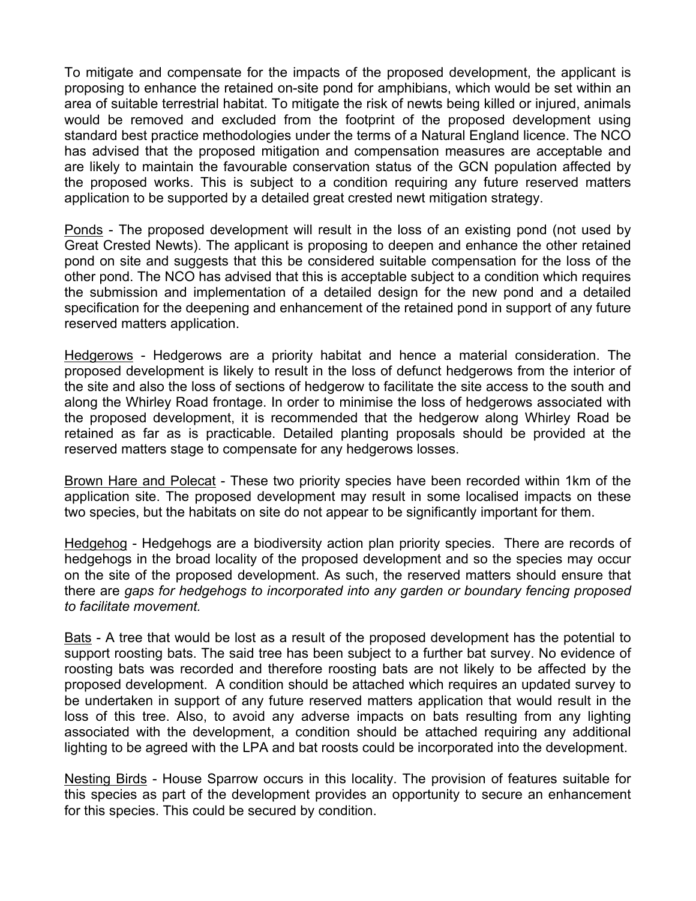To mitigate and compensate for the impacts of the proposed development, the applicant is proposing to enhance the retained on-site pond for amphibians, which would be set within an area of suitable terrestrial habitat. To mitigate the risk of newts being killed or injured, animals would be removed and excluded from the footprint of the proposed development using standard best practice methodologies under the terms of a Natural England licence. The NCO has advised that the proposed mitigation and compensation measures are acceptable and are likely to maintain the favourable conservation status of the GCN population affected by the proposed works. This is subject to a condition requiring any future reserved matters application to be supported by a detailed great crested newt mitigation strategy.

<u>Ponds</u> - The proposed development will result in the loss of an existing pond (not used by Great Crested Newts). The applicant is proposing to deepen and enhance the other retained pond on site and suggests that this be considered suitable compensation for the loss of the other pond. The NCO has advised that this is acceptable subject to a condition which requires the submission and implementation of a detailed design for the new pond and a detailed specification for the deepening and enhancement of the retained pond in support of any future reserved matters application.

<u>Hedgerows</u> - Hedgerows are a priority habitat and hence a material consideration. The proposed development is likely to result in the loss of defunct hedgerows from the interior of the site and also the loss of sections of hedgerow to facilitate the site access to the south and along the Whirley Road frontage. In order to minimise the loss of hedgerows associated with the proposed development, it is recommended that the hedgerow along Whirley Road be retained as far as is practicable. Detailed planting proposals should be provided at the reserved matters stage to compensate for any hedgerows losses.

<u>Brown Hare and Polecat</u> - These two priority species have been recorded within 1km of the application site. The proposed development may result in some localised impacts on these two species, but the habitats on site do not appear to be significantly important for them.

<u>Hedgehog</u> - Hedgehogs are a biodiversity action plan priority species. There are records of hedgehogs in the broad locality of the proposed development and so the species may occur on the site of the proposed development. As such, the reserved matters should ensure that there are *gaps for hedgehogs to incorporated into any garden or boundary fencing proposed to facilitate movement.*

<u>Bats</u> - A tree that would be lost as a result of the proposed development has the potential to support roosting bats. The said tree has been subject to a further bat survey. No evidence of roosting bats was recorded and therefore roosting bats are not likely to be affected by the proposed development. A condition should be attached which requires an updated survey to be undertaken in support of any future reserved matters application that would result in the loss of this tree. Also, to avoid any adverse impacts on bats resulting from any lighting associated with the development, a condition should be attached requiring any additional lighting to be agreed with the LPA and bat roosts could be incorporated into the development.

<u>Nesting Birds</u> - House Sparrow occurs in this locality. The provision of features suitable for this species as part of the development provides an opportunity to secure an enhancement for this species. This could be secured by condition.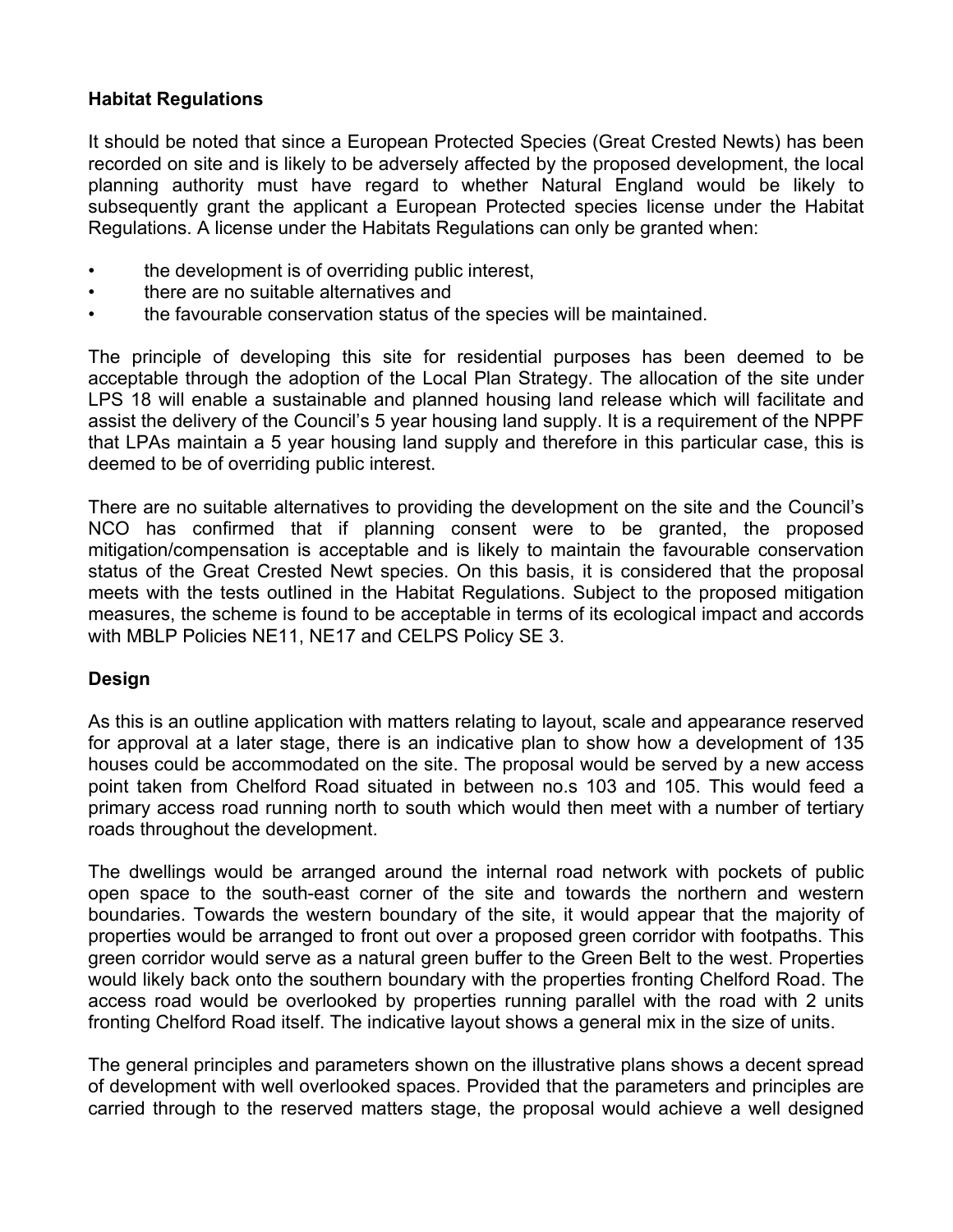### Habitat Regulations

It should be noted that since a European Protected Species (Great Crested Newts) has been recorded on site and is likely to be adversely affected by the proposed development, the local planning authority must have regard to whether Natural England would be likely to subsequently grant the applicant a European Protected species license under the Habitat Regulations. A license under the Habitats Regulations can only be granted when:

- the development is of overriding public interest,
- there are no suitable alternatives and
- the favourable conservation status of the species will be maintained.

The principle of developing this site for residential purposes has been deemed to be acceptable through the adoption of the Local Plan Strategy. The allocation of the site under LPS 18 will enable a sustainable and planned housing land release which will facilitate and assist the delivery of the Council's 5 year housing land supply. It is a requirement of the NPPF that LPAs maintain a 5 year housing land supply and therefore in this particular case, this is deemed to be of overriding public interest.

There are no suitable alternatives to providing the development on the site and the Council's NCO has confirmed that if planning consent were to be granted, the proposed mitigation/compensation is acceptable and is likely to maintain the favourable conservation status of the Great Crested Newt species. On this basis, it is considered that the proposal meets with the tests outlined in the Habitat Regulations. Subject to the proposed mitigation measures, the scheme is found to be acceptable in terms of its ecological impact and accords with MBLP Policies NE11, NE17 and CELPS Policy SE 3.

### Design

As this is an outline application with matters relating to layout, scale and appearance reserved for approval at a later stage, there is an indicative plan to show how a development of 135 houses could be accommodated on the site. The proposal would be served by a new access point taken from Chelford Road situated in between no.s 103 and 105. This would feed a primary access road running north to south which would then meet with a number of tertiary roads throughout the development.

The dwellings would be arranged around the internal road network with pockets of public open space to the south-east corner of the site and towards the northern and western boundaries. Towards the western boundary of the site, it would appear that the majority of properties would be arranged to front out over a proposed green corridor with footpaths. This green corridor would serve as a natural green buffer to the Green Belt to the west. Properties would likely back onto the southern boundary with the properties fronting Chelford Road. The access road would be overlooked by properties running parallel with the road with 2 units fronting Chelford Road itself. The indicative layout shows a general mix in the size of units.

The general principles and parameters shown on the illustrative plans shows a decent spread of development with well overlooked spaces. Provided that the parameters and principles are carried through to the reserved matters stage, the proposal would achieve a well designed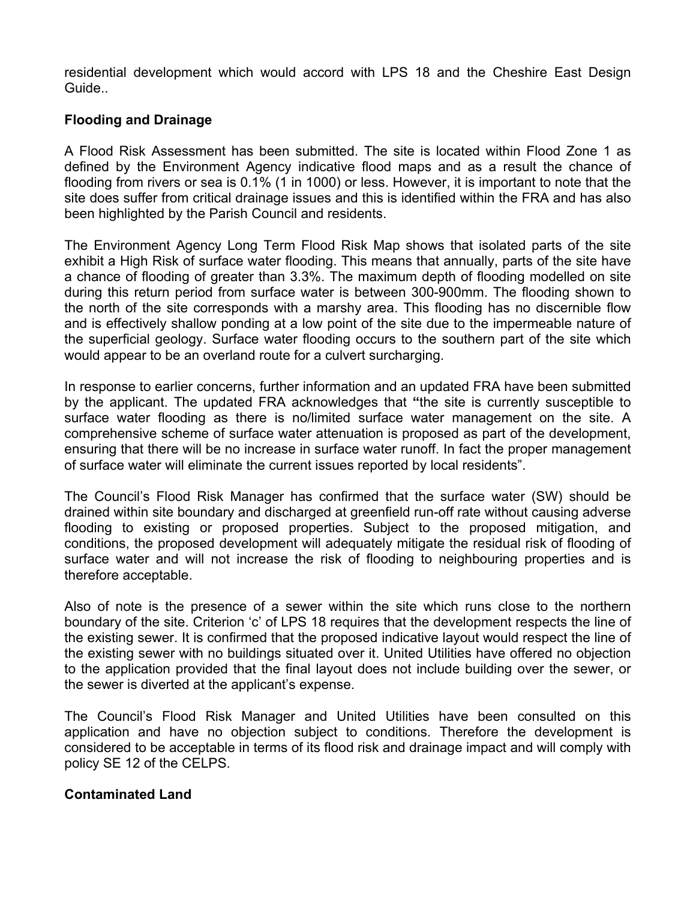residential development which would accord with LPS 18 and the Cheshire East Design Guide..

**Flooding and Drainage**

A Flood Risk Assessment has been submitted. The site is located within Flood Zone 1 as defined by the Environment Agency indicative flood maps and as a result the chance of flooding from rivers or sea is 0.1% (1 in 1000) or less. However, it is important to note that the site does suffer from critical drainage issues and this is identified within the FRA and has also been highlighted by the Parish Council and residents.

The Environment Agency Long Term Flood Risk Map shows that isolated parts of the site exhibit a High Risk of surface water flooding. This means that annually, parts of the site have a chance of flooding of greater than 3.3%. The maximum depth of flooding modelled on site during this return period from surface water is between 300-900mm. The flooding shown to the north of the site corresponds with a marshy area. This flooding has no discernible flow and is effectively shallow ponding at a low point of the site due to the impermeable nature of the superficial geology. Surface water flooding occurs to the southern part of the site which would appear to be an overland route for a culvert surcharging.

In response to earlier concerns, further information and an updated FRA have been submitted by the applicant. The updated FRA acknowledges that **"**the site is currently susceptible to surface water flooding as there is no/limited surface water management on the site. A comprehensive scheme of surface water attenuation is proposed as part of the development, ensuring that there will be no increase in surface water runoff. In fact the proper management of surface water will eliminate the current issues reported by local residents".

The Council's Flood Risk Manager has confirmed that the surface water (SW) should be drained within site boundary and discharged at greenfield run-off rate without causing adverse flooding to existing or proposed properties. Subject to the proposed mitigation, and conditions, the proposed development will adequately mitigate the residual risk of flooding of surface water and will not increase the risk of flooding to neighbouring properties and is therefore acceptable.

Also of note is the presence of a sewer within the site which runs close to the northern boundary of the site. Criterion 'c' of LPS 18 requires that the development respects the line of the existing sewer. It is confirmed that the proposed indicative layout would respect the line of the existing sewer with no buildings situated over it. United Utilities have offered no objection to the application provided that the final layout does not include building over the sewer, or the sewer is diverted at the applicant's expense.

The Council's Flood Risk Manager and United Utilities have been consulted on this application and have no objection subject to conditions. Therefore the development is considered to be acceptable in terms of its flood risk and drainage impact and will comply with policy SE 12 of the CELPS.

**Contaminated Land**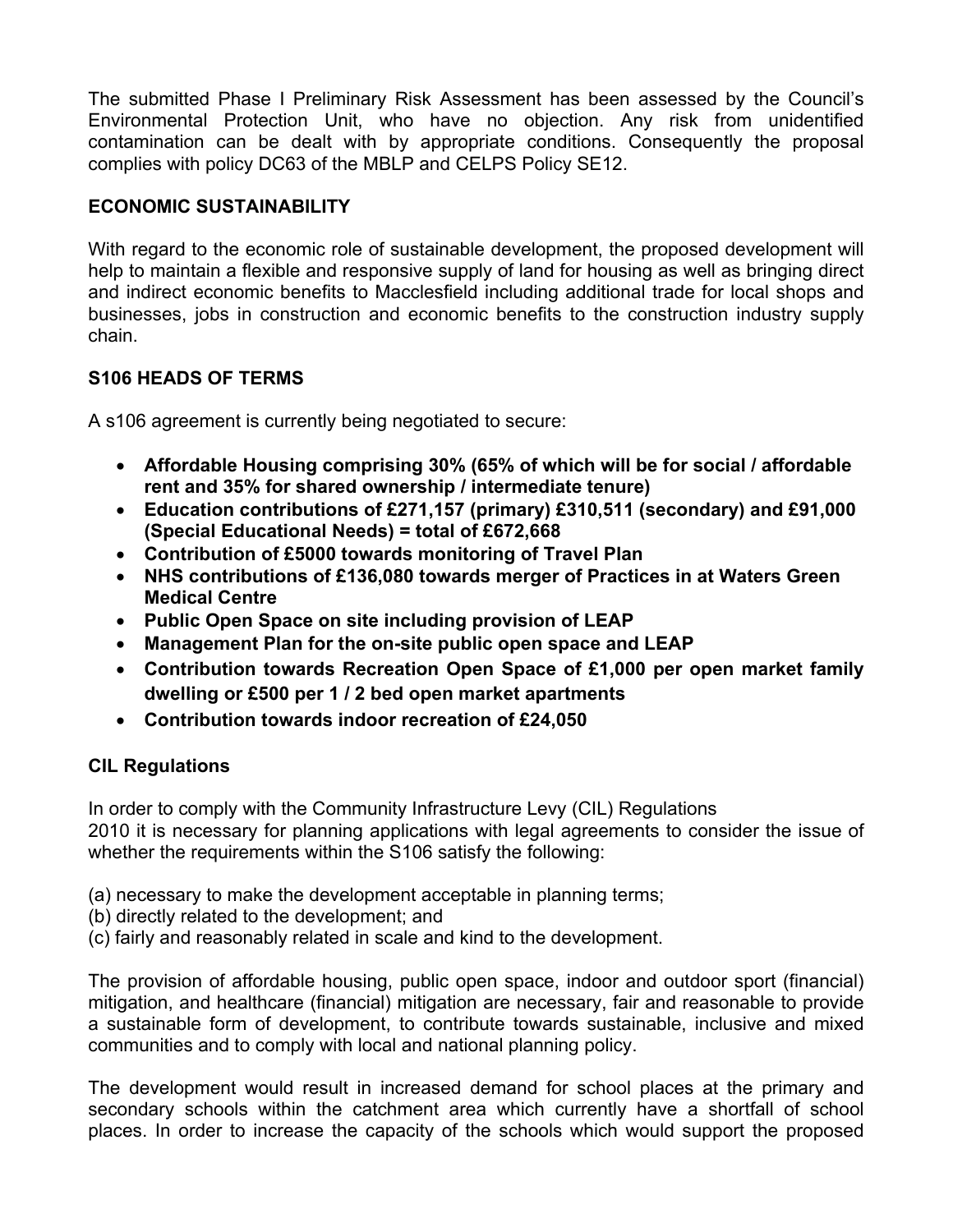The submitted Phase I Preliminary Risk Assessment has been assessed by the Council's Environmental Protection Unit, who have no objection. Any risk from unidentified contamination can be dealt with by appropriate conditions. Consequently the proposal complies with policy DC63 of the MBLP and CELPS Policy SE12.

**ECONOMIC SUSTAINABILITY**

With regard to the economic role of sustainable development, the proposed development will help to maintain a flexible and responsive supply of land for housing as well as bringing direct and indirect economic benefits to Macclesfield including additional trade for local shops and businesses, jobs in construction and economic benefits to the construction industry supply chain.

**S106 HEADS OF TERMS**

A s106 agreement is currently being negotiated to secure:

- **Affordable Housing comprising 30% (65% of which will be for social / affordable rent and 35% for shared ownership / intermediate tenure)**
- **Education contributions of £271,157 (primary) £310,511 (secondary) and £91,000 (Special Educational Needs) = total of £672,668**
- **Contribution of £5000 towards monitoring of Travel Plan**
- **NHS contributions of £136,080 towards merger of Practices in at Waters Green Medical Centre**
- **Public Open Space on site including provision of LEAP**
- **Management Plan for the on-site public open space and LEAP**
- **Contribution towards Recreation Open Space of £1,000 per open market family dwelling or £500 per 1 / 2 bed open market apartments**
- **Contribution towards indoor recreation of £24,050**

**CIL Regulations**

In order to comply with the Community Infrastructure Levy (CIL) Regulations 2010 it is necessary for planning applications with legal agreements to consider the issue of whether the requirements within the S106 satisfy the following:

(a) necessary to make the development acceptable in planning terms;
(b) directly related to the development; and
(c) fairly and reasonably related in scale and kind to the development.

The provision of affordable housing, public open space, indoor and outdoor sport (financial) mitigation, and healthcare (financial) mitigation are necessary, fair and reasonable to provide a sustainable form of development, to contribute towards sustainable, inclusive and mixed communities and to comply with local and national planning policy.

The development would result in increased demand for school places at the primary and secondary schools within the catchment area which currently have a shortfall of school places. In order to increase the capacity of the schools which would support the proposed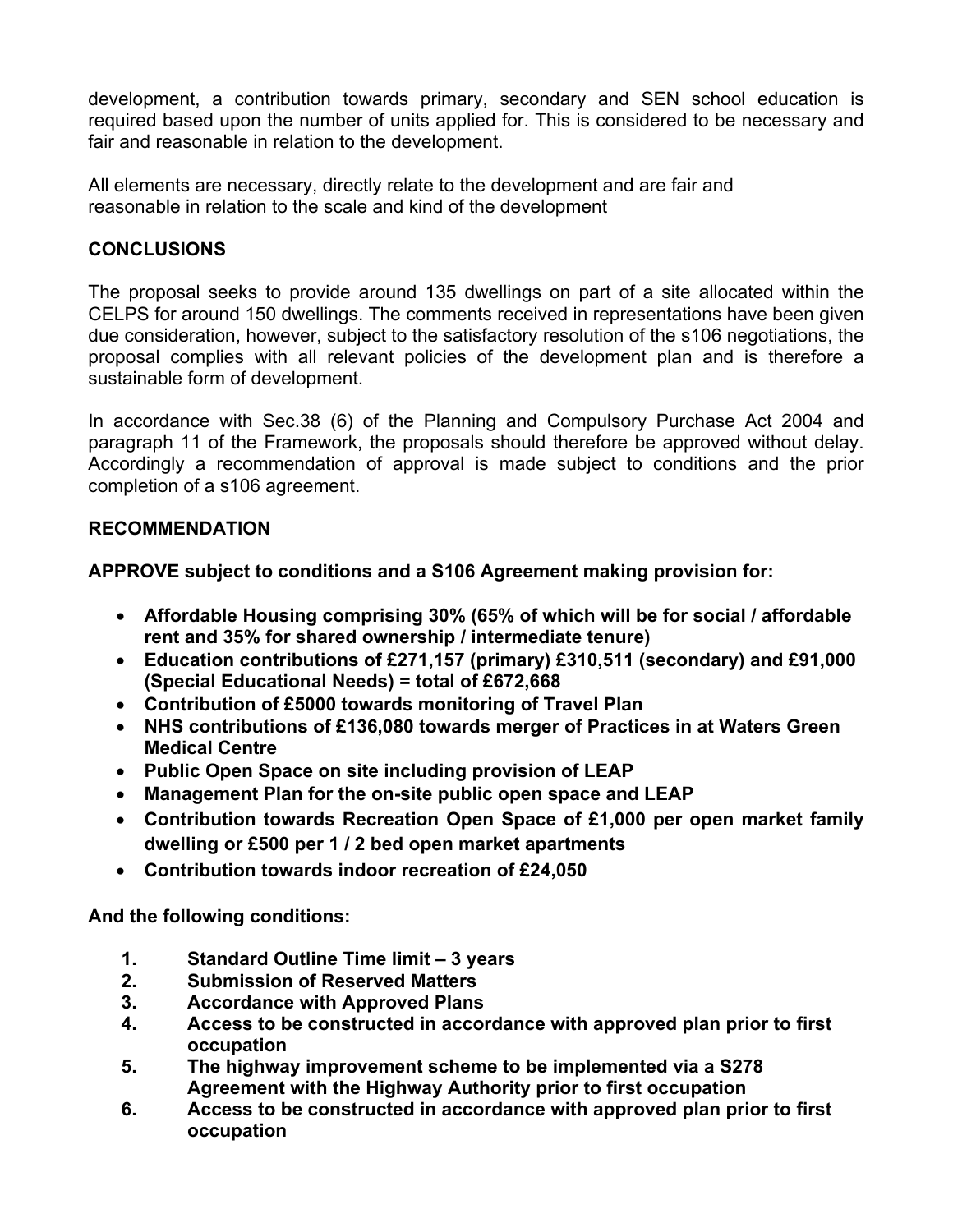development, a contribution towards primary, secondary and SEN school education is required based upon the number of units applied for. This is considered to be necessary and fair and reasonable in relation to the development.

All elements are necessary, directly relate to the development and are fair and reasonable in relation to the scale and kind of the development

**CONCLUSIONS**

The proposal seeks to provide around 135 dwellings on part of a site allocated within the CELPS for around 150 dwellings. The comments received in representations have been given due consideration, however, subject to the satisfactory resolution of the s106 negotiations, the proposal complies with all relevant policies of the development plan and is therefore a sustainable form of development.

In accordance with Sec.38 (6) of the Planning and Compulsory Purchase Act 2004 and paragraph 11 of the Framework, the proposals should therefore be approved without delay. Accordingly a recommendation of approval is made subject to conditions and the prior completion of a s106 agreement.

**RECOMMENDATION**

**APPROVE subject to conditions and a S106 Agreement making provision for:**

- **Affordable Housing comprising 30% (65% of which will be for social / affordable rent and 35% for shared ownership / intermediate tenure)**
- **Education contributions of £271,157 (primary) £310,511 (secondary) and £91,000 (Special Educational Needs) = total of £672,668**
- **Contribution of £5000 towards monitoring of Travel Plan**
- **NHS contributions of £136,080 towards merger of Practices in at Waters Green Medical Centre**
- **Public Open Space on site including provision of LEAP**
- **Management Plan for the on-site public open space and LEAP**
- **Contribution towards Recreation Open Space of £1,000 per open market family dwelling or £500 per 1 / 2 bed open market apartments**
- **Contribution towards indoor recreation of £24,050**

**And the following conditions:**

1. **Standard Outline Time limit – 3 years**
2. **Submission of Reserved Matters**
3. **Accordance with Approved Plans**
4. **Access to be constructed in accordance with approved plan prior to first occupation**
5. **The highway improvement scheme to be implemented via a S278 Agreement with the Highway Authority prior to first occupation**
6. **Access to be constructed in accordance with approved plan prior to first occupation**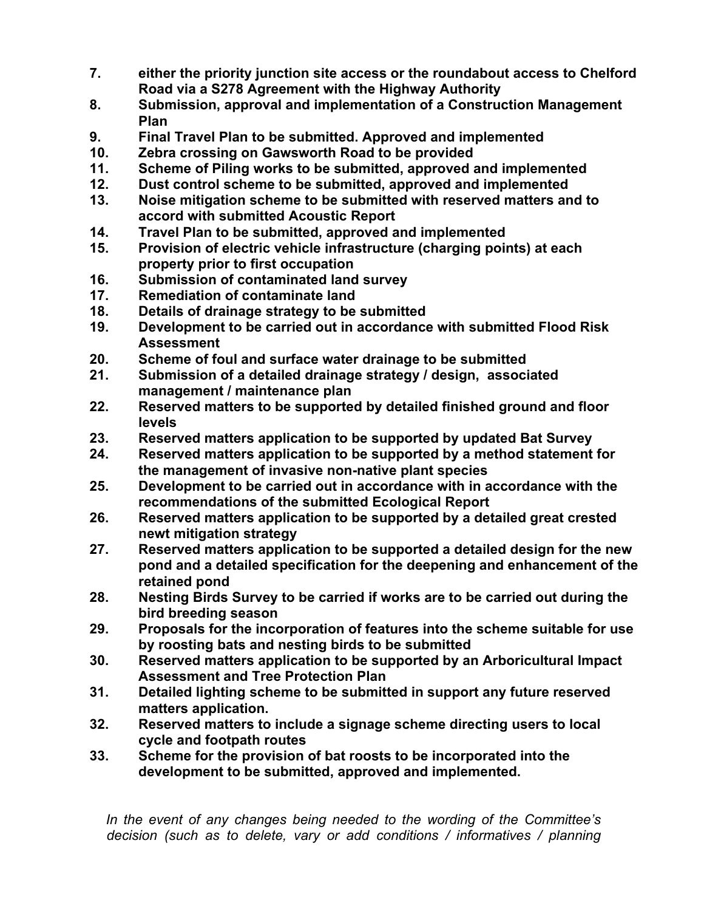7. **either the priority junction site access or the roundabout access to Chelford Road via a S278 Agreement with the Highway Authority**
8. **Submission, approval and implementation of a Construction Management Plan**
9. **Final Travel Plan to be submitted. Approved and implemented**
10. **Zebra crossing on Gawsworth Road to be provided**
11. **Scheme of Piling works to be submitted, approved and implemented**
12. **Dust control scheme to be submitted, approved and implemented**
13. **Noise mitigation scheme to be submitted with reserved matters and to accord with submitted Acoustic Report**
14. **Travel Plan to be submitted, approved and implemented**
15. **Provision of electric vehicle infrastructure (charging points) at each property prior to first occupation**
16. **Submission of contaminated land survey**
17. **Remediation of contaminate land**
18. **Details of drainage strategy to be submitted**
19. **Development to be carried out in accordance with submitted Flood Risk Assessment**
20. **Scheme of foul and surface water drainage to be submitted**
21. **Submission of a detailed drainage strategy / design, associated management / maintenance plan**
22. **Reserved matters to be supported by detailed finished ground and floor levels**
23. **Reserved matters application to be supported by updated Bat Survey**
24. **Reserved matters application to be supported by a method statement for the management of invasive non-native plant species**
25. **Development to be carried out in accordance with in accordance with the recommendations of the submitted Ecological Report**
26. **Reserved matters application to be supported by a detailed great crested newt mitigation strategy**
27. **Reserved matters application to be supported a detailed design for the new pond and a detailed specification for the deepening and enhancement of the retained pond**
28. **Nesting Birds Survey to be carried if works are to be carried out during the bird breeding season**
29. **Proposals for the incorporation of features into the scheme suitable for use by roosting bats and nesting birds to be submitted**
30. **Reserved matters application to be supported by an Arboricultural Impact Assessment and Tree Protection Plan**
31. **Detailed lighting scheme to be submitted in support any future reserved matters application.**
32. **Reserved matters to include a signage scheme directing users to local cycle and footpath routes**
33. **Scheme for the provision of bat roosts to be incorporated into the development to be submitted, approved and implemented.**

*In the event of any changes being needed to the wording of the Committee's decision (such as to delete, vary or add conditions / informatives / planning*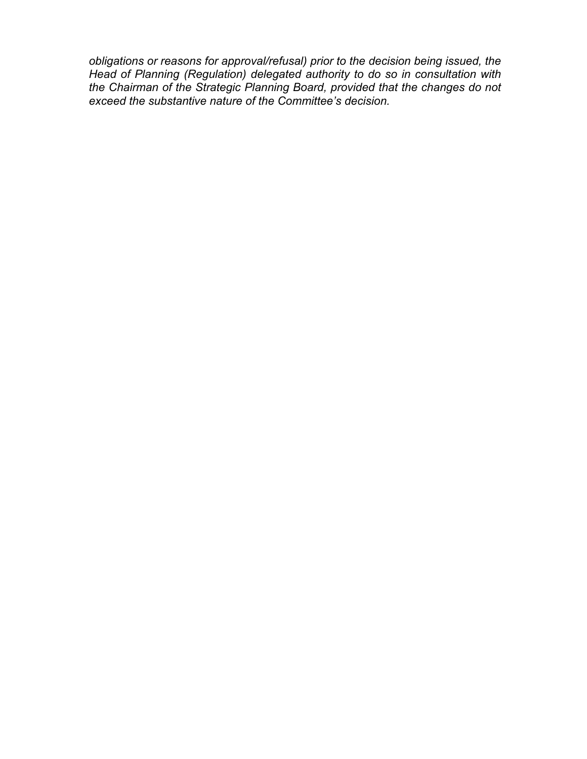*obligations or reasons for approval/refusal) prior to the decision being issued, the Head of Planning (Regulation) delegated authority to do so in consultation with the Chairman of the Strategic Planning Board, provided that the changes do not exceed the substantive nature of the Committee's decision.*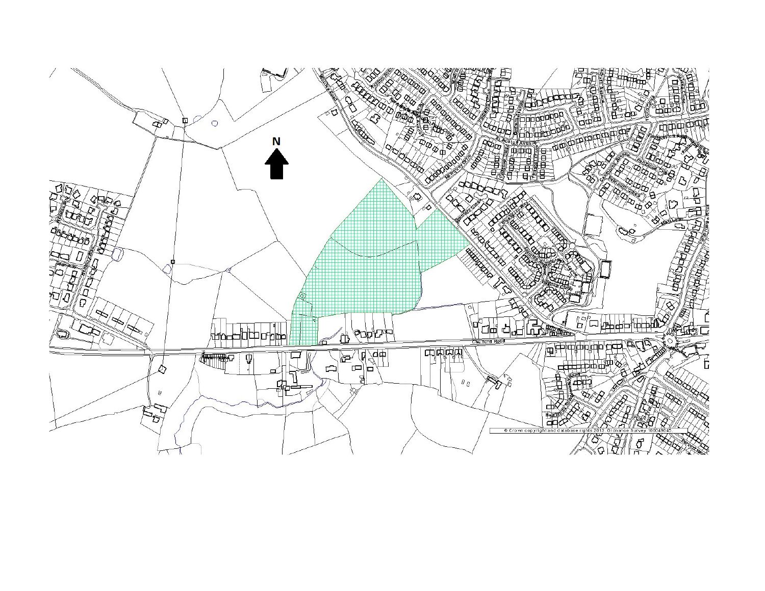N

Chelford Road

© Crown copyright and database rights 2013 Ordnance Survey 100049045